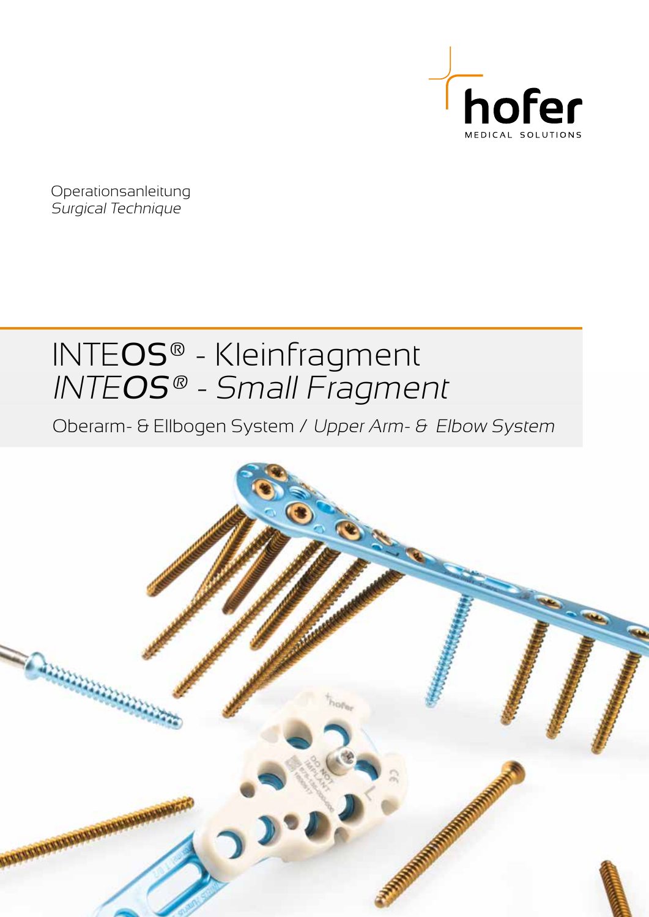hofer

MEDICAL SOLUTIONS

Operationsanleitung
*Surgical Technique*

# INTEOS® - Kleinfragment
# *INTEOS® - Small Fragment*

Oberarm- & Ellbogen System / *Upper Arm- & Elbow System*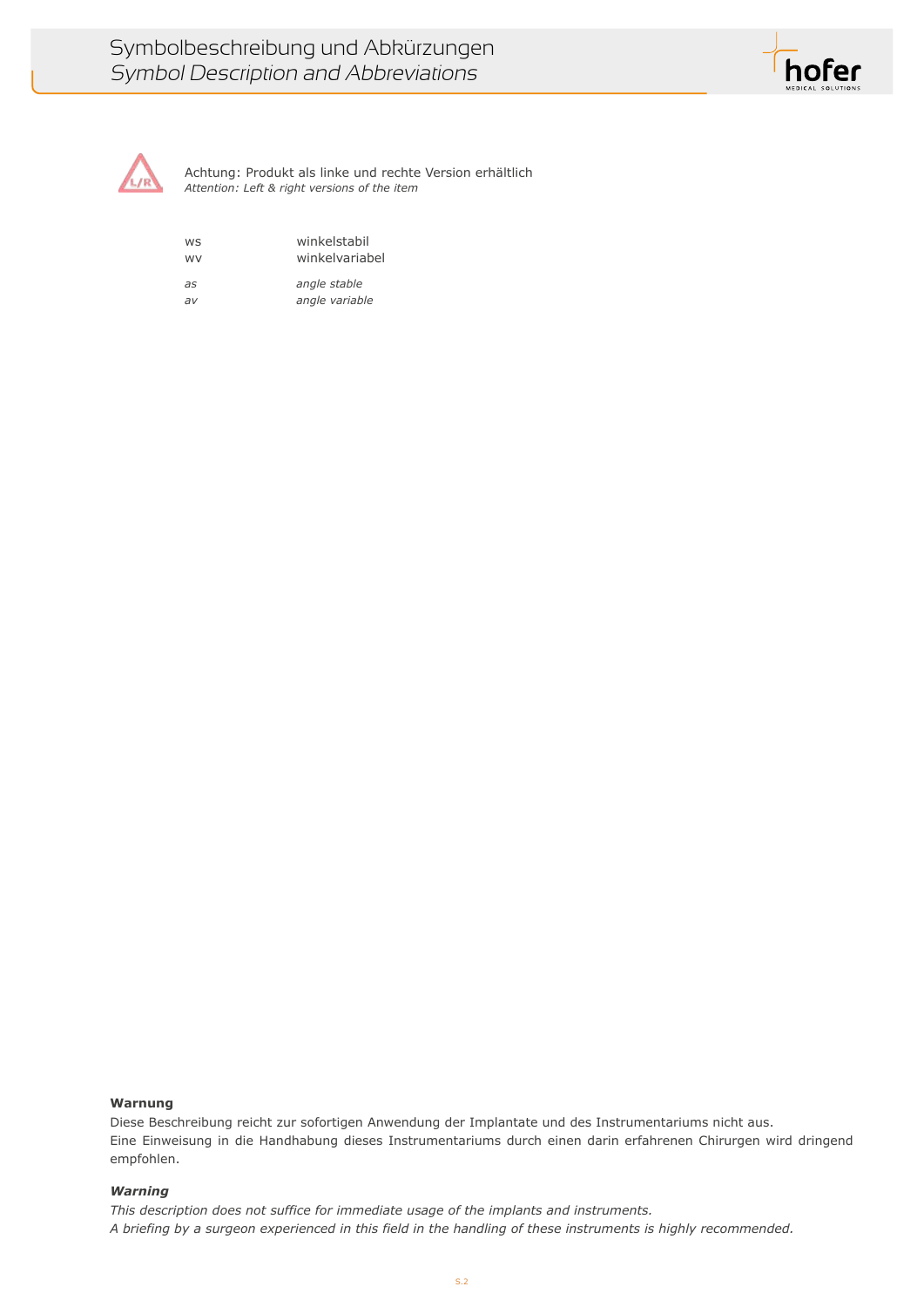# Symbolbeschreibung und Abkürzungen
# *Symbol Description and Abbreviations*

Achtung: Produkt als linke und rechte Version erhältlich
*Attention: Left & right versions of the item*

| | |
|---|---|
| ws | winkelstabil |
| wv | winkelvariabel |
| *as* | *angle stable* |
| *av* | *angle variable* |

**Warnung**
Diese Beschreibung reicht zur sofortigen Anwendung der Implantate und des Instrumentariums nicht aus.
Eine Einweisung in die Handhabung dieses Instrumentariums durch einen darin erfahrenen Chirurgen wird dringend empfohlen.

***Warning***
*This description does not suffice for immediate usage of the implants and instruments.*
*A briefing by a surgeon experienced in this field in the handling of these instruments is highly recommended.*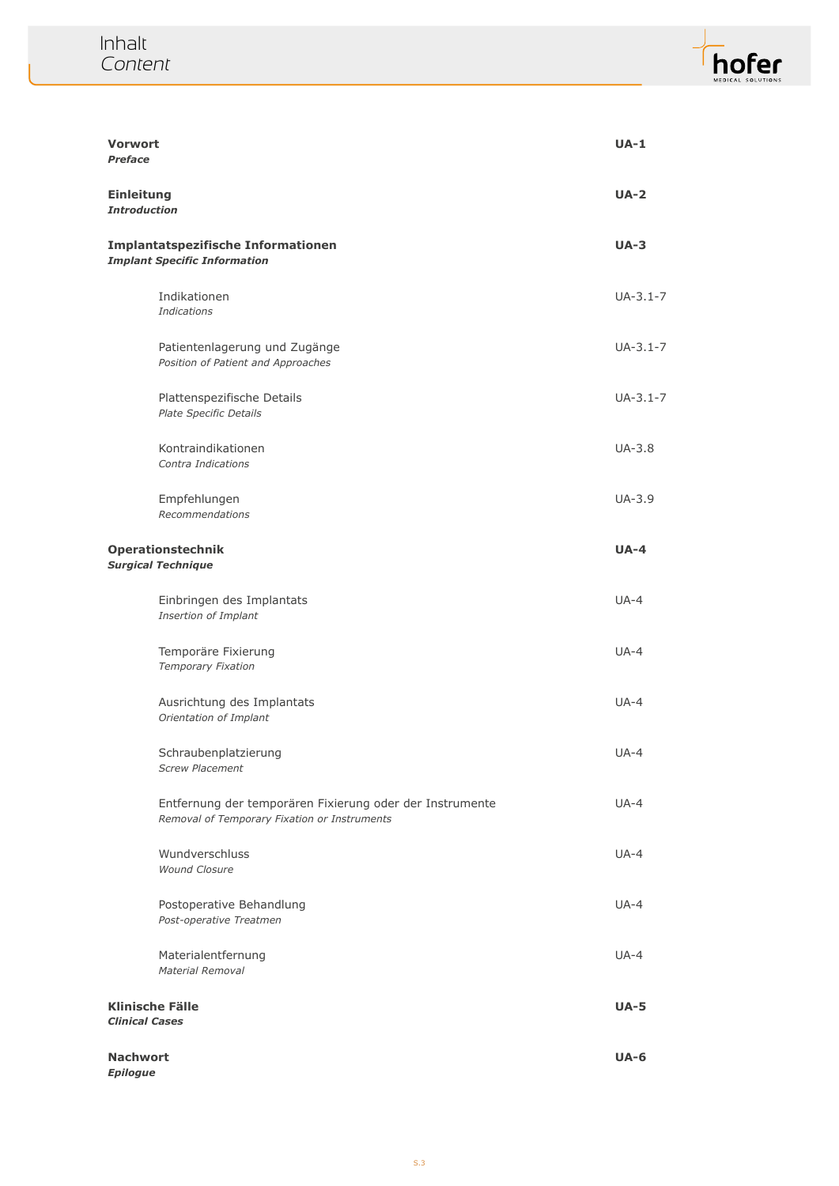# Inhalt
*Content*

| | |
|---|---|
| **Vorwort**<br>***Preface*** | **UA-1** |
| **Einleitung**<br>***Introduction*** | **UA-2** |
| **Implantatspezifische Informationen**<br>***Implant Specific Information*** | **UA-3** |
| Indikationen<br>*Indications* | UA-3.1-7 |
| Patientenlagerung und Zugänge<br>*Position of Patient and Approaches* | UA-3.1-7 |
| Plattenspezifische Details<br>*Plate Specific Details* | UA-3.1-7 |
| Kontraindikationen<br>*Contra Indications* | UA-3.8 |
| Empfehlungen<br>*Recommendations* | UA-3.9 |
| **Operationstechnik**<br>***Surgical Technique*** | **UA-4** |
| Einbringen des Implantats<br>*Insertion of Implant* | UA-4 |
| Temporäre Fixierung<br>*Temporary Fixation* | UA-4 |
| Ausrichtung des Implantats<br>*Orientation of Implant* | UA-4 |
| Schraubenplatzierung<br>*Screw Placement* | UA-4 |
| Entfernung der temporären Fixierung oder der Instrumente<br>*Removal of Temporary Fixation or Instruments* | UA-4 |
| Wundverschluss<br>*Wound Closure* | UA-4 |
| Postoperative Behandlung<br>*Post-operative Treatmen* | UA-4 |
| Materialentfernung<br>*Material Removal* | UA-4 |
| **Klinische Fälle**<br>***Clinical Cases*** | **UA-5** |
| **Nachwort**<br>***Epilogue*** | **UA-6** |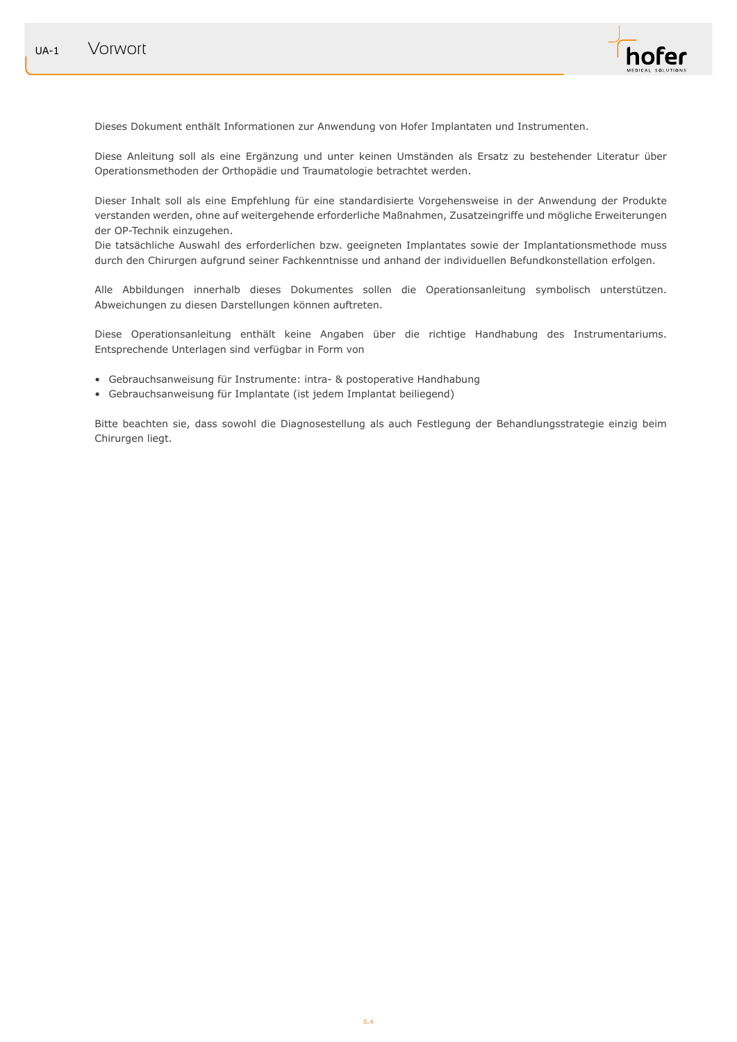# UA-1 Vorwort

Dieses Dokument enthält Informationen zur Anwendung von Hofer Implantaten und Instrumenten.

Diese Anleitung soll als eine Ergänzung und unter keinen Umständen als Ersatz zu bestehender Literatur über Operationsmethoden der Orthopädie und Traumatologie betrachtet werden.

Dieser Inhalt soll als eine Empfehlung für eine standardisierte Vorgehensweise in der Anwendung der Produkte verstanden werden, ohne auf weitergehende erforderliche Maßnahmen, Zusatzeingriffe und mögliche Erweiterungen der OP-Technik einzugehen.
Die tatsächliche Auswahl des erforderlichen bzw. geeigneten Implantates sowie der Implantationsmethode muss durch den Chirurgen aufgrund seiner Fachkenntnisse und anhand der individuellen Befundkonstellation erfolgen.

Alle Abbildungen innerhalb dieses Dokumentes sollen die Operationsanleitung symbolisch unterstützen. Abweichungen zu diesen Darstellungen können auftreten.

Diese Operationsanleitung enthält keine Angaben über die richtige Handhabung des Instrumentariums. Entsprechende Unterlagen sind verfügbar in Form von

- Gebrauchsanweisung für Instrumente: intra- & postoperative Handhabung
- Gebrauchsanweisung für Implantate (ist jedem Implantat beiliegend)

Bitte beachten sie, dass sowohl die Diagnosestellung als auch Festlegung der Behandlungsstrategie einzig beim Chirurgen liegt.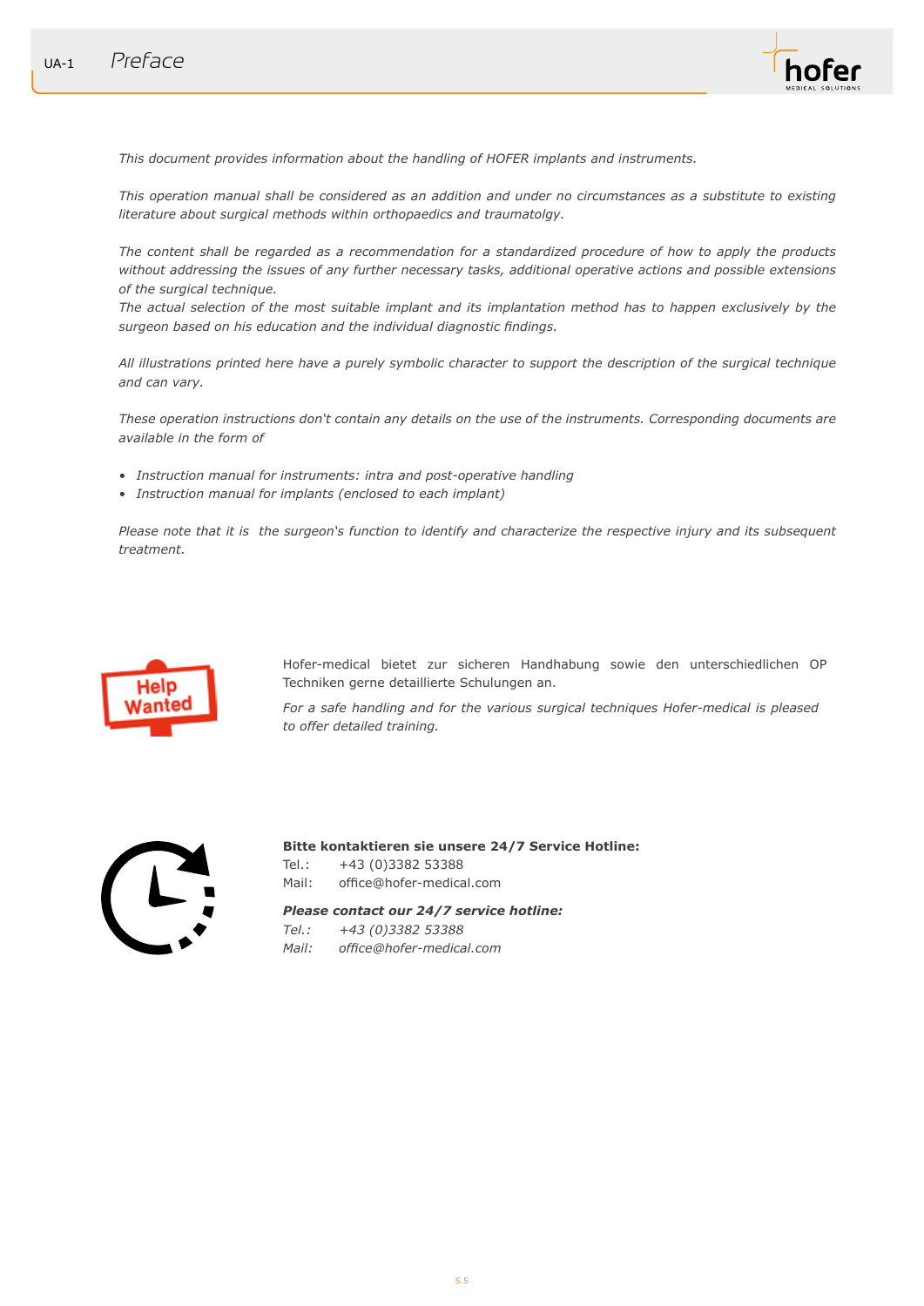# Preface

*This document provides information about the handling of HOFER implants and instruments.*

*This operation manual shall be considered as an addition and under no circumstances as a substitute to existing literature about surgical methods within orthopaedics and traumatolgy.*

*The content shall be regarded as a recommendation for a standardized procedure of how to apply the products without addressing the issues of any further necessary tasks, additional operative actions and possible extensions of the surgical technique.*
*The actual selection of the most suitable implant and its implantation method has to happen exclusively by the surgeon based on his education and the individual diagnostic findings.*

*All illustrations printed here have a purely symbolic character to support the description of the surgical technique and can vary.*

*These operation instructions don't contain any details on the use of the instruments. Corresponding documents are available in the form of*

- *Instruction manual for instruments: intra and post-operative handling*
- *Instruction manual for implants (enclosed to each implant)*

*Please note that it is the surgeon's function to identify and characterize the respective injury and its subsequent treatment.*

Hofer-medical bietet zur sicheren Handhabung sowie den unterschiedlichen OP Techniken gerne detaillierte Schulungen an.

*For a safe handling and for the various surgical techniques Hofer-medical is pleased to offer detailed training.*

**Bitte kontaktieren sie unsere 24/7 Service Hotline:**
Tel.: +43 (0)3382 53388
Mail: office@hofer-medical.com

***Please contact our 24/7 service hotline:***
*Tel.: +43 (0)3382 53388*
*Mail: office@hofer-medical.com*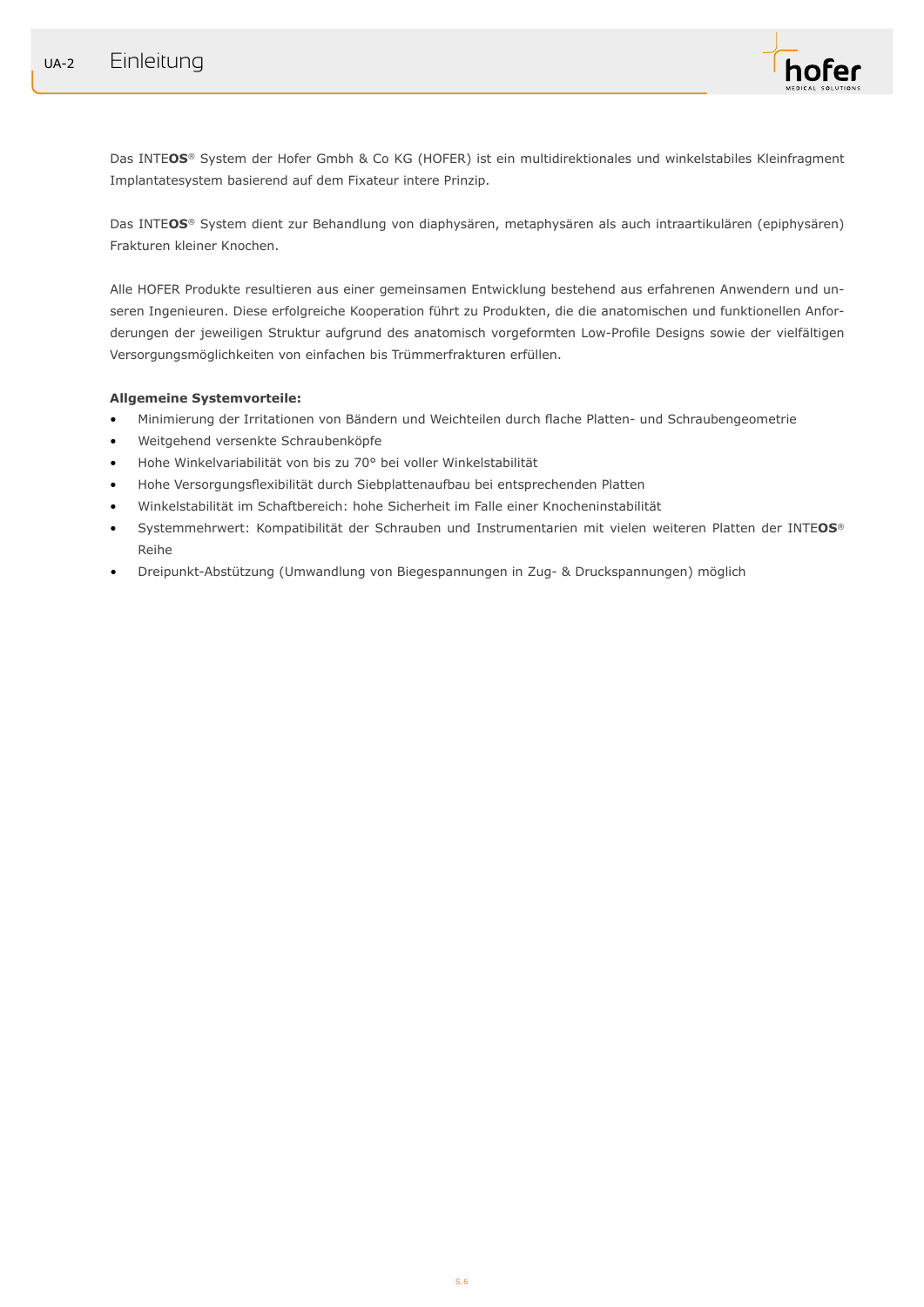# Einleitung

Das INTE**OS**® System der Hofer Gmbh & Co KG (HOFER) ist ein multidirektionales und winkelstabiles Kleinfragment Implantatesystem basierend auf dem Fixateur intere Prinzip.

Das INTE**OS**® System dient zur Behandlung von diaphysären, metaphysären als auch intraartikulären (epiphysären) Frakturen kleiner Knochen.

Alle HOFER Produkte resultieren aus einer gemeinsamen Entwicklung bestehend aus erfahrenen Anwendern und unseren Ingenieuren. Diese erfolgreiche Kooperation führt zu Produkten, die die anatomischen und funktionellen Anforderungen der jeweiligen Struktur aufgrund des anatomisch vorgeformten Low-Profile Designs sowie der vielfältigen Versorgungsmöglichkeiten von einfachen bis Trümmerfrakturen erfüllen.

**Allgemeine Systemvorteile:**

- Minimierung der Irritationen von Bändern und Weichteilen durch flache Platten- und Schraubengeometrie
- Weitgehend versenkte Schraubenköpfe
- Hohe Winkelvariabilität von bis zu 70° bei voller Winkelstabilität
- Hohe Versorgungsflexibilität durch Siebplattenaufbau bei entsprechenden Platten
- Winkelstabilität im Schaftbereich: hohe Sicherheit im Falle einer Knocheninstabilität
- Systemmehrwert: Kompatibilität der Schrauben und Instrumentarien mit vielen weiteren Platten der INTE**OS**® Reihe
- Dreipunkt-Abstützung (Umwandlung von Biegespannungen in Zug- & Druckspannungen) möglich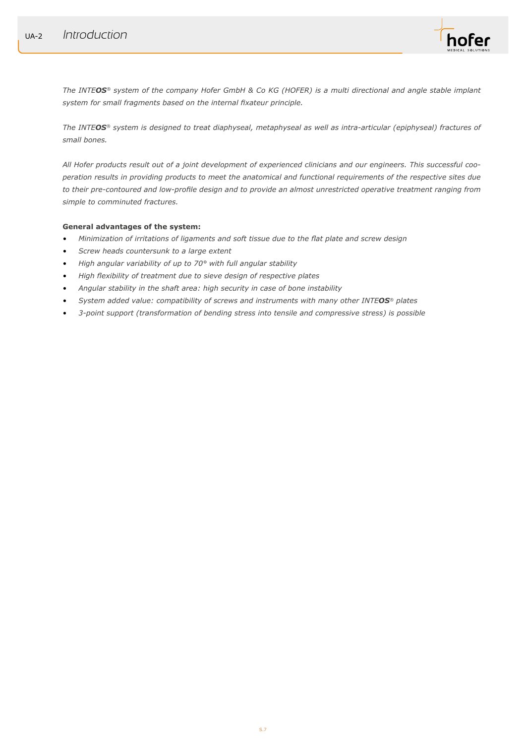# Introduction

*The INTE**OS**® system of the company Hofer GmbH & Co KG (HOFER) is a multi directional and angle stable implant system for small fragments based on the internal fixateur principle.*

*The INTE**OS**® system is designed to treat diaphyseal, metaphyseal as well as intra-articular (epiphyseal) fractures of small bones.*

*All Hofer products result out of a joint development of experienced clinicians and our engineers. This successful cooperation results in providing products to meet the anatomical and functional requirements of the respective sites due to their pre-contoured and low-profile design and to provide an almost unrestricted operative treatment ranging from simple to comminuted fractures.*

**General advantages of the system:**

- *Minimization of irritations of ligaments and soft tissue due to the flat plate and screw design*
- *Screw heads countersunk to a large extent*
- *High angular variability of up to 70° with full angular stability*
- *High flexibility of treatment due to sieve design of respective plates*
- *Angular stability in the shaft area: high security in case of bone instability*
- *System added value: compatibility of screws and instruments with many other INTE**OS**® plates*
- *3-point support (transformation of bending stress into tensile and compressive stress) is possible*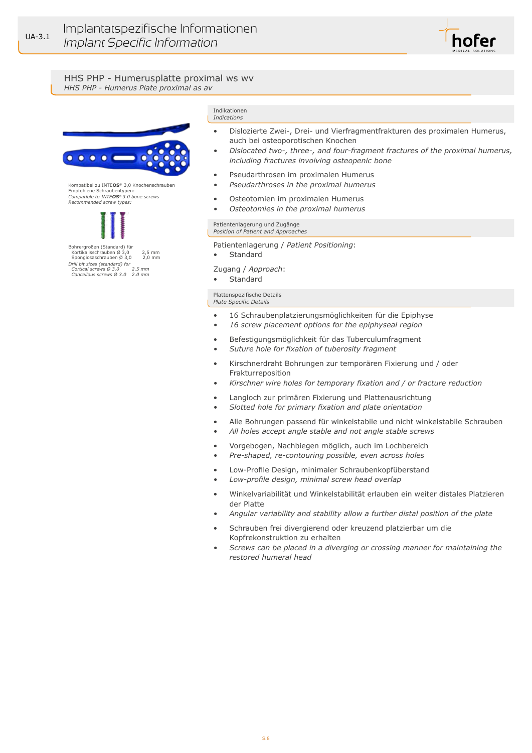# Implantatspezifische Informationen
*Implant Specific Information*

UA-3.1

## HHS PHP - Humerusplatte proximal ws wv
*HHS PHP - Humerus Plate proximal as av*

Kompatibel zu INTE**OS**® 3,0 Knochenschrauben
Empfohlene Schraubentypen:
*Compatible to INTE**OS**® 3.0 bone screws*
*Recommended screw types:*

Bohrergrößen (Standard) für
Kortikalisschrauben Ø 3,0 — 2,5 mm
Spongiosaschrauben Ø 3,0 — 2,0 mm
*Drill bit sizes (standard) for*
*Cortical screws Ø 3.0 — 2.5 mm*
*Cancellous screws Ø 3.0 — 2.0 mm*

### Indikationen
*Indications*

- Dislozierte Zwei-, Drei- und Vierfragmentfrakturen des proximalen Humerus, auch bei osteoporotischen Knochen
- *Dislocated two-, three-, and four-fragment fractures of the proximal humerus, including fractures involving osteopenic bone*

- Pseudarthrosen im proximalen Humerus
- *Pseudarthroses in the proximal humerus*

- Osteotomien im proximalen Humerus
- *Osteotomies in the proximal humerus*

### Patientenlagerung und Zugänge
*Position of Patient and Approaches*

Patientenlagerung / *Patient Positioning*:
- Standard

Zugang / *Approach*:
- Standard

### Plattenspezifische Details
*Plate Specific Details*

- 16 Schraubenplatzierungsmöglichkeiten für die Epiphyse
- *16 screw placement options for the epiphyseal region*

- Befestigungsmöglichkeit für das Tuberculumfragment
- *Suture hole for fixation of tuberosity fragment*

- Kirschnerdraht Bohrungen zur temporären Fixierung und / oder Frakturreposition
- *Kirschner wire holes for temporary fixation and / or fracture reduction*

- Langloch zur primären Fixierung und Plattenausrichtung
- *Slotted hole for primary fixation and plate orientation*

- Alle Bohrungen passend für winkelstabile und nicht winkelstabile Schrauben
- *All holes accept angle stable and not angle stable screws*

- Vorgebogen, Nachbiegen möglich, auch im Lochbereich
- *Pre-shaped, re-contouring possible, even across holes*

- Low-Profile Design, minimaler Schraubenkopfüberstand
- *Low-profile design, minimal screw head overlap*

- Winkelvariabilität und Winkelstabilität erlauben ein weiter distales Platzieren der Platte
- *Angular variability and stability allow a further distal position of the plate*

- Schrauben frei divergierend oder kreuzend platzierbar um die Kopfrekonstruktion zu erhalten
- *Screws can be placed in a diverging or crossing manner for maintaining the restored humeral head*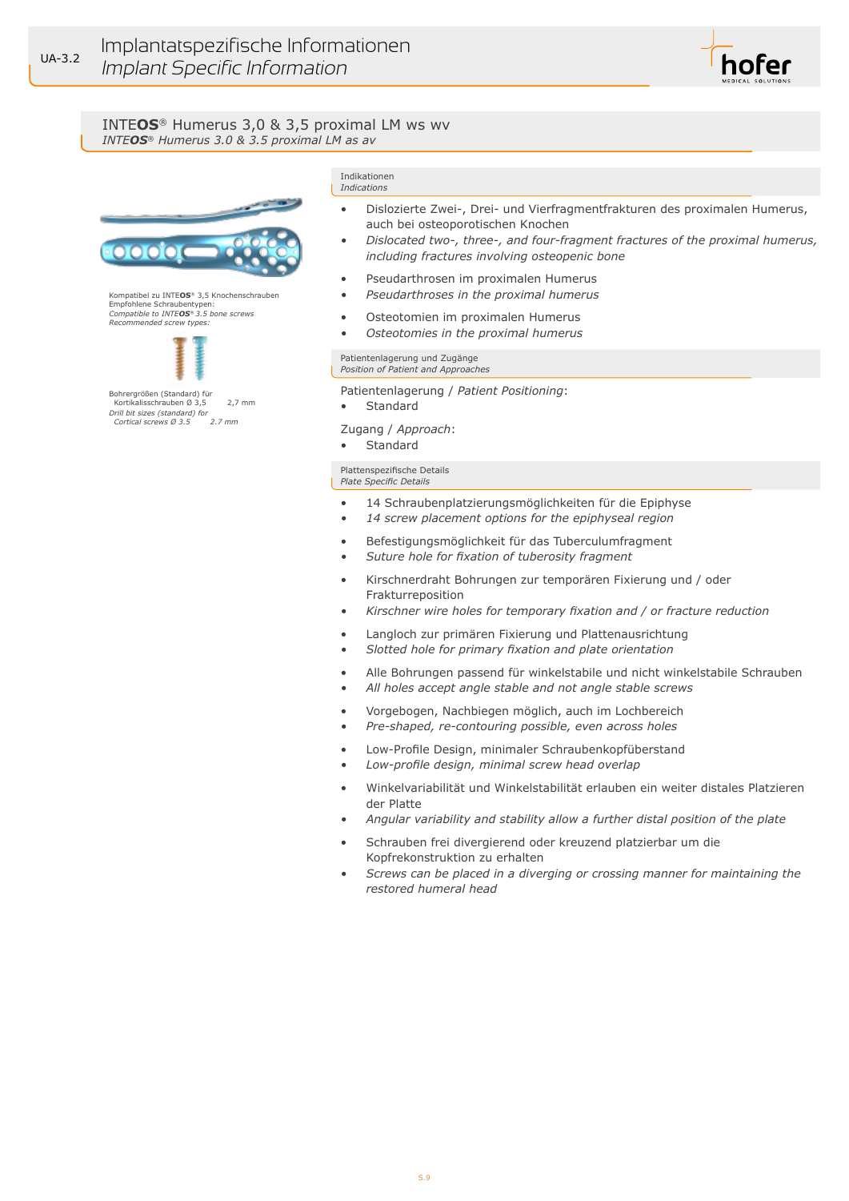# INTEOS® Humerus 3,0 & 3,5 proximal LM ws wv

*INTEOS® Humerus 3.0 & 3.5 proximal LM as av*

Kompatibel zu INTEOS® 3,5 Knochenschrauben
Empfohlene Schraubentypen:
*Compatible to INTEOS® 3.5 bone screws*
*Recommended screw types:*

Bohrergrößen (Standard) für
Kortikalisschrauben Ø 3,5 — 2,7 mm
*Drill bit sizes (standard) for*
*Cortical screws Ø 3.5 — 2.7 mm*

## Indikationen
*Indications*

- Dislozierte Zwei-, Drei- und Vierfragmentfrakturen des proximalen Humerus, auch bei osteoporotischen Knochen
- *Dislocated two-, three-, and four-fragment fractures of the proximal humerus, including fractures involving osteopenic bone*

- Pseudarthrosen im proximalen Humerus
- *Pseudarthroses in the proximal humerus*

- Osteotomien im proximalen Humerus
- *Osteotomies in the proximal humerus*

## Patientenlagerung und Zugänge
*Position of Patient and Approaches*

Patientenlagerung / *Patient Positioning*:
- Standard

Zugang / *Approach*:
- Standard

## Plattenspezifische Details
*Plate Specific Details*

- 14 Schraubenplatzierungsmöglichkeiten für die Epiphyse
- *14 screw placement options for the epiphyseal region*

- Befestigungsmöglichkeit für das Tuberculumfragment
- *Suture hole for fixation of tuberosity fragment*

- Kirschnerdraht Bohrungen zur temporären Fixierung und / oder Frakturreposition
- *Kirschner wire holes for temporary fixation and / or fracture reduction*

- Langloch zur primären Fixierung und Plattenausrichtung
- *Slotted hole for primary fixation and plate orientation*

- Alle Bohrungen passend für winkelstabile und nicht winkelstabile Schrauben
- *All holes accept angle stable and not angle stable screws*

- Vorgebogen, Nachbiegen möglich, auch im Lochbereich
- *Pre-shaped, re-contouring possible, even across holes*

- Low-Profile Design, minimaler Schraubenkopfüberstand
- *Low-profile design, minimal screw head overlap*

- Winkelvariabilität und Winkelstabilität erlauben ein weiter distales Platzieren der Platte
- *Angular variability and stability allow a further distal position of the plate*

- Schrauben frei divergierend oder kreuzend platzierbar um die Kopfrekonstruktion zu erhalten
- *Screws can be placed in a diverging or crossing manner for maintaining the restored humeral head*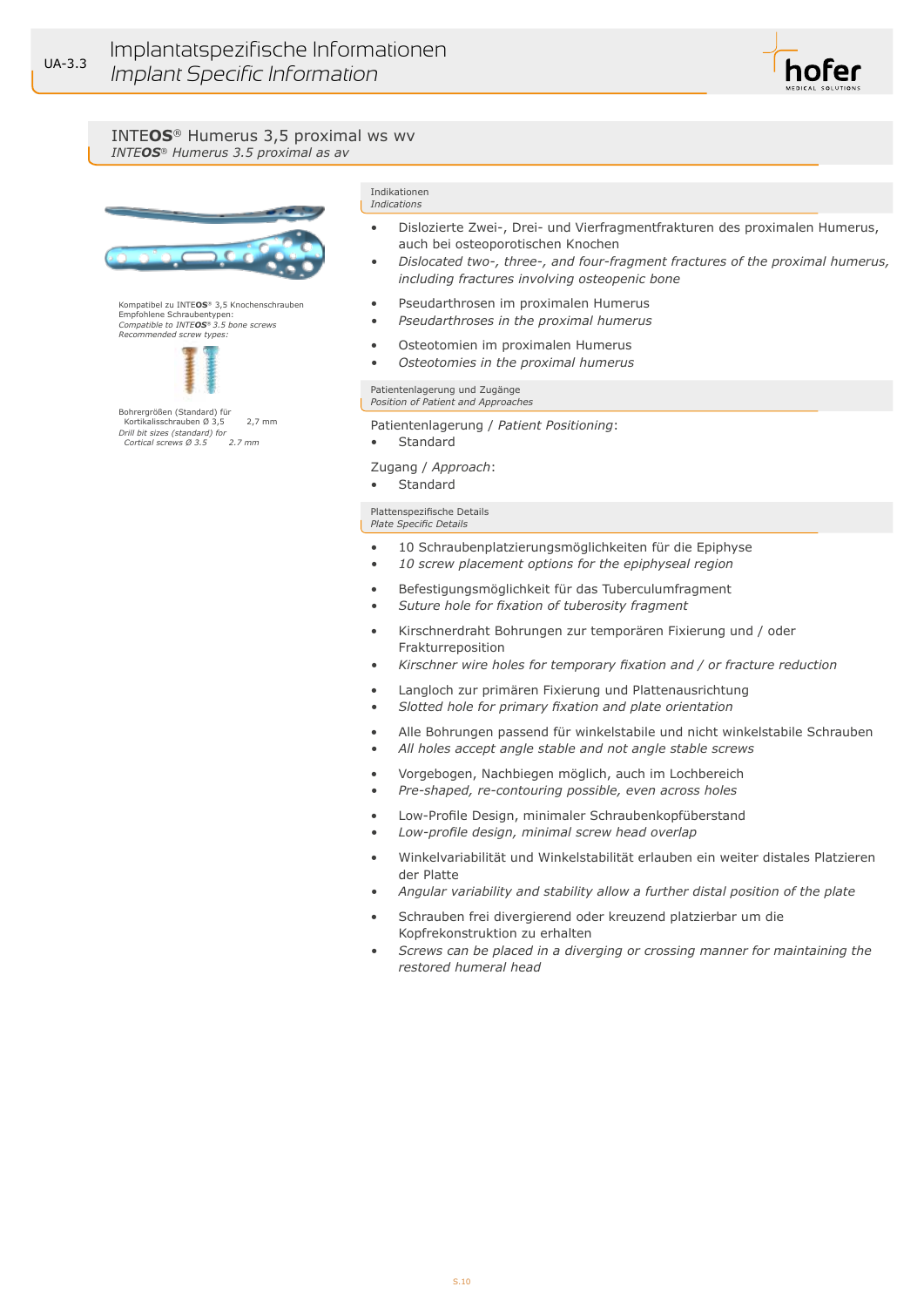## INTEOS® Humerus 3,5 proximal ws wv

*INTEOS® Humerus 3.5 proximal as av*

Kompatibel zu INTEOS® 3,5 Knochenschrauben
Empfohlene Schraubentypen:
*Compatible to INTEOS® 3.5 bone screws*
*Recommended screw types:*

Bohrergrößen (Standard) für
Kortikalisschrauben Ø 3,5 — 2,7 mm
*Drill bit sizes (standard) for*
*Cortical screws Ø 3.5 — 2.7 mm*

### Indikationen
*Indications*

- Dislozierte Zwei-, Drei- und Vierfragmentfrakturen des proximalen Humerus, auch bei osteoporotischen Knochen
- *Dislocated two-, three-, and four-fragment fractures of the proximal humerus, including fractures involving osteopenic bone*
- Pseudarthrosen im proximalen Humerus
- *Pseudarthroses in the proximal humerus*
- Osteotomien im proximalen Humerus
- *Osteotomies in the proximal humerus*

### Patientenlagerung und Zugänge
*Position of Patient and Approaches*

Patientenlagerung / *Patient Positioning*:

- Standard

Zugang / *Approach*:

- Standard

### Plattenspezifische Details
*Plate Specific Details*

- 10 Schraubenplatzierungsmöglichkeiten für die Epiphyse
- *10 screw placement options for the epiphyseal region*
- Befestigungsmöglichkeit für das Tuberculumfragment
- *Suture hole for fixation of tuberosity fragment*
- Kirschnerdraht Bohrungen zur temporären Fixierung und / oder Frakturreposition
- *Kirschner wire holes for temporary fixation and / or fracture reduction*
- Langloch zur primären Fixierung und Plattenausrichtung
- *Slotted hole for primary fixation and plate orientation*
- Alle Bohrungen passend für winkelstabile und nicht winkelstabile Schrauben
- *All holes accept angle stable and not angle stable screws*
- Vorgebogen, Nachbiegen möglich, auch im Lochbereich
- *Pre-shaped, re-contouring possible, even across holes*
- Low-Profile Design, minimaler Schraubenkopfüberstand
- *Low-profile design, minimal screw head overlap*
- Winkelvariabilität und Winkelstabilität erlauben ein weiter distales Platzieren der Platte
- *Angular variability and stability allow a further distal position of the plate*
- Schrauben frei divergierend oder kreuzend platzierbar um die Kopfrekonstruktion zu erhalten
- *Screws can be placed in a diverging or crossing manner for maintaining the restored humeral head*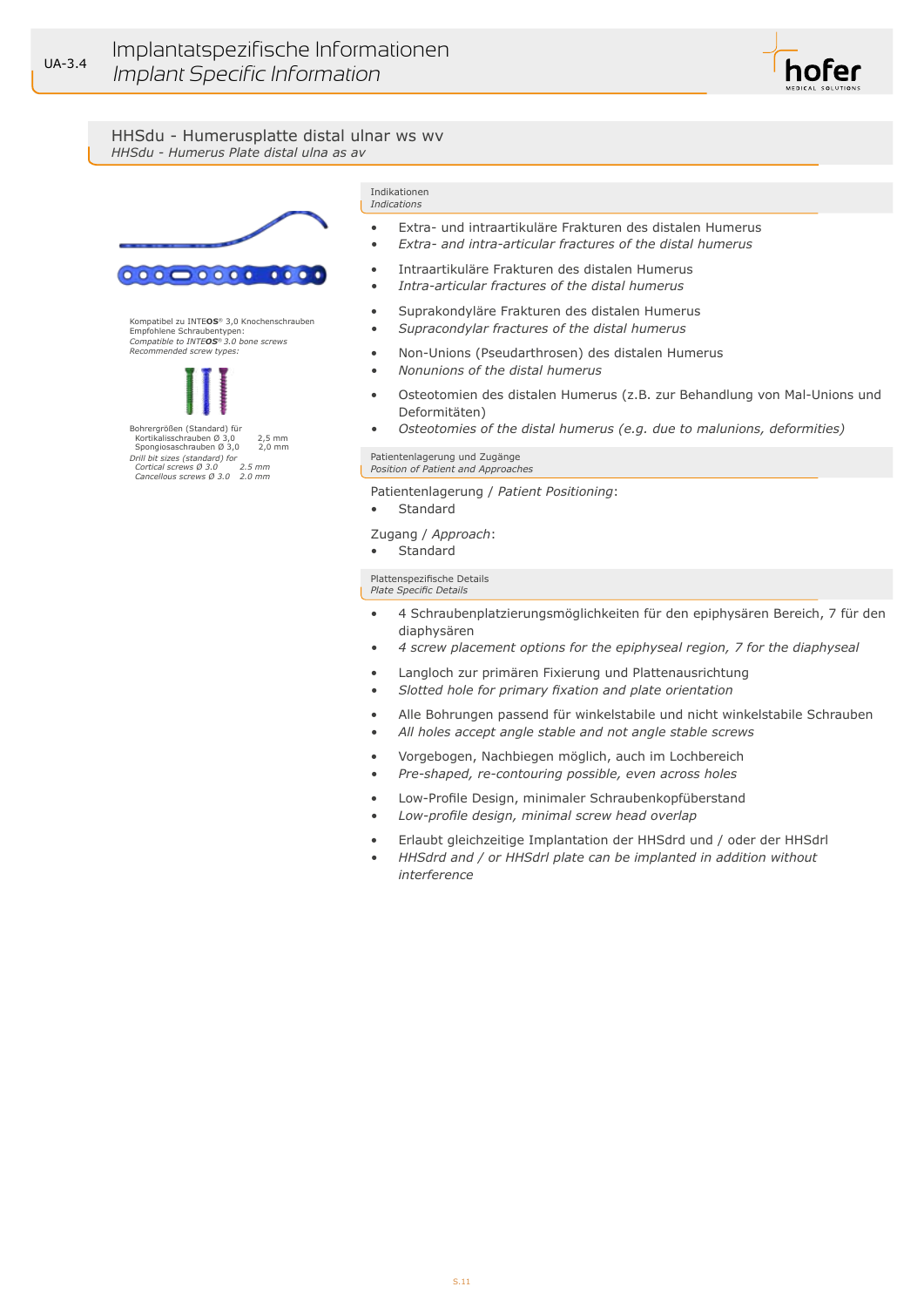## HHSdu - Humerusplatte distal ulnar ws wv
*HHSdu - Humerus Plate distal ulna as av*

Kompatibel zu INTEOS® 3,0 Knochenschrauben
Empfohlene Schraubentypen:
*Compatible to INTEOS® 3.0 bone screws*
*Recommended screw types:*

Bohrergrößen (Standard) für
Kortikalisschrauben Ø 3,0 — 2,5 mm
Spongiosaschrauben Ø 3,0 — 2,0 mm
*Drill bit sizes (standard) for*
*Cortical screws Ø 3.0 — 2.5 mm*
*Cancellous screws Ø 3.0 — 2.0 mm*

### Indikationen
*Indications*

- Extra- und intraartikuläre Frakturen des distalen Humerus
- *Extra- and intra-articular fractures of the distal humerus*
- Intraartikuläre Frakturen des distalen Humerus
- *Intra-articular fractures of the distal humerus*
- Suprakondyläre Frakturen des distalen Humerus
- *Supracondylar fractures of the distal humerus*
- Non-Unions (Pseudarthrosen) des distalen Humerus
- *Nonunions of the distal humerus*
- Osteotomien des distalen Humerus (z.B. zur Behandlung von Mal-Unions und Deformitäten)
- *Osteotomies of the distal humerus (e.g. due to malunions, deformities)*

### Patientenlagerung und Zugänge
*Position of Patient and Approaches*

Patientenlagerung / *Patient Positioning*:
- Standard

Zugang / *Approach*:
- Standard

### Plattenspezifische Details
*Plate Specific Details*

- 4 Schraubenplatzierungsmöglichkeiten für den epiphysären Bereich, 7 für den diaphysären
- *4 screw placement options for the epiphyseal region, 7 for the diaphyseal*
- Langloch zur primären Fixierung und Plattenausrichtung
- *Slotted hole for primary fixation and plate orientation*
- Alle Bohrungen passend für winkelstabile und nicht winkelstabile Schrauben
- *All holes accept angle stable and not angle stable screws*
- Vorgebogen, Nachbiegen möglich, auch im Lochbereich
- *Pre-shaped, re-contouring possible, even across holes*
- Low-Profile Design, minimaler Schraubenkopfüberstand
- *Low-profile design, minimal screw head overlap*
- Erlaubt gleichzeitige Implantation der HHSdrd und / oder der HHSdrl
- *HHSdrd and / or HHSdrl plate can be implanted in addition without interference*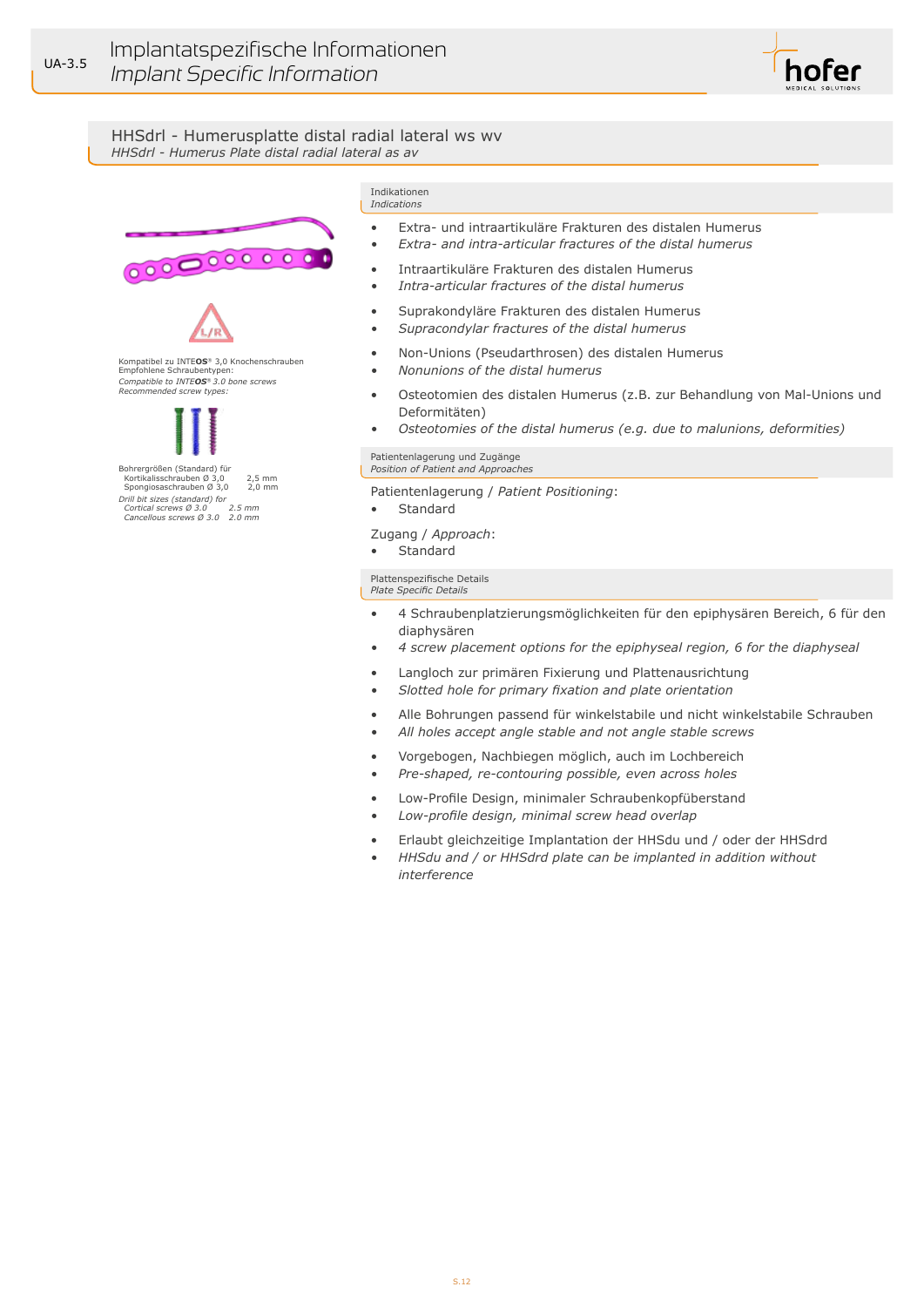## HHSdrl - Humerusplatte distal radial lateral ws wv
*HHSdrl - Humerus Plate distal radial lateral as av*

Kompatibel zu INTE**OS**® 3,0 Knochenschrauben
Empfohlene Schraubentypen:
*Compatible to INTE**OS**® 3.0 bone screws*
*Recommended screw types:*

Bohrergrößen (Standard) für
Kortikalisschrauben Ø 3,0 — 2,5 mm
Spongiosaschrauben Ø 3,0 — 2,0 mm
*Drill bit sizes (standard) for*
*Cortical screws Ø 3.0 — 2.5 mm*
*Cancellous screws Ø 3.0 — 2.0 mm*

### Indikationen
*Indications*

- Extra- und intraartikuläre Frakturen des distalen Humerus
- *Extra- and intra-articular fractures of the distal humerus*

- Intraartikuläre Frakturen des distalen Humerus
- *Intra-articular fractures of the distal humerus*

- Suprakondyläre Frakturen des distalen Humerus
- *Supracondylar fractures of the distal humerus*

- Non-Unions (Pseudarthrosen) des distalen Humerus
- *Nonunions of the distal humerus*

- Osteotomien des distalen Humerus (z.B. zur Behandlung von Mal-Unions und Deformitäten)
- *Osteotomies of the distal humerus (e.g. due to malunions, deformities)*

### Patientenlagerung und Zugänge
*Position of Patient and Approaches*

Patientenlagerung / *Patient Positioning*:
- Standard

Zugang / *Approach*:
- Standard

### Plattenspezifische Details
*Plate Specific Details*

- 4 Schraubenplatzierungsmöglichkeiten für den epiphysären Bereich, 6 für den diaphysären
- *4 screw placement options for the epiphyseal region, 6 for the diaphyseal*

- Langloch zur primären Fixierung und Plattenausrichtung
- *Slotted hole for primary fixation and plate orientation*

- Alle Bohrungen passend für winkelstabile und nicht winkelstabile Schrauben
- *All holes accept angle stable and not angle stable screws*

- Vorgebogen, Nachbiegen möglich, auch im Lochbereich
- *Pre-shaped, re-contouring possible, even across holes*

- Low-Profile Design, minimaler Schraubenkopfüberstand
- *Low-profile design, minimal screw head overlap*

- Erlaubt gleichzeitige Implantation der HHSdu und / oder der HHSdrd
- *HHSdu and / or HHSdrd plate can be implanted in addition without interference*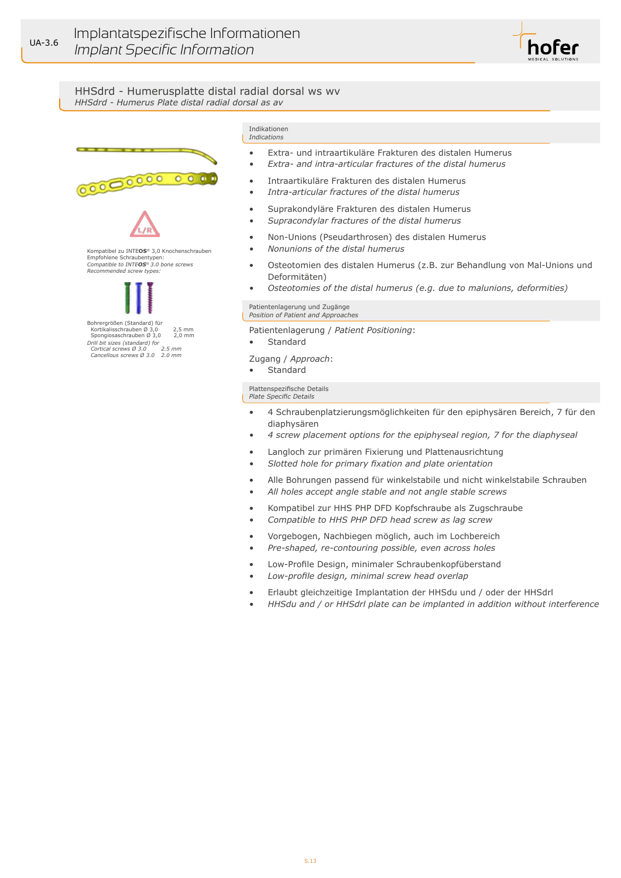## HHSdrd - Humerusplatte distal radial dorsal ws wv
*HHSdrd - Humerus Plate distal radial dorsal as av*

Kompatibel zu INTEOS® 3,0 Knochenschrauben
Empfohlene Schraubentypen:
*Compatible to INTEOS® 3.0 bone screws*
*Recommended screw types:*

Bohrergrößen (Standard) für
Kortikalisschrauben Ø 3,0 — 2,5 mm
Spongiosaschrauben Ø 3,0 — 2,0 mm
*Drill bit sizes (standard) for*
*Cortical screws Ø 3.0 — 2.5 mm*
*Cancellous screws Ø 3.0 — 2.0 mm*

### Indikationen
*Indications*

- Extra- und intraartikuläre Frakturen des distalen Humerus
- *Extra- and intra-articular fractures of the distal humerus*

- Intraartikuläre Frakturen des distalen Humerus
- *Intra-articular fractures of the distal humerus*

- Suprakondyläre Frakturen des distalen Humerus
- *Supracondylar fractures of the distal humerus*

- Non-Unions (Pseudarthrosen) des distalen Humerus
- *Nonunions of the distal humerus*

- Osteotomien des distalen Humerus (z.B. zur Behandlung von Mal-Unions und Deformitäten)
- *Osteotomies of the distal humerus (e.g. due to malunions, deformities)*

### Patientenlagerung und Zugänge
*Position of Patient and Approaches*

Patientenlagerung / *Patient Positioning*:
- Standard

Zugang / *Approach*:
- Standard

### Plattenspezifische Details
*Plate Specific Details*

- 4 Schraubenplatzierungsmöglichkeiten für den epiphysären Bereich, 7 für den diaphysären
- *4 screw placement options for the epiphyseal region, 7 for the diaphyseal*

- Langloch zur primären Fixierung und Plattenausrichtung
- *Slotted hole for primary fixation and plate orientation*

- Alle Bohrungen passend für winkelstabile und nicht winkelstabile Schrauben
- *All holes accept angle stable and not angle stable screws*

- Kompatibel zur HHS PHP DFD Kopfschraube als Zugschraube
- *Compatible to HHS PHP DFD head screw as lag screw*

- Vorgebogen, Nachbiegen möglich, auch im Lochbereich
- *Pre-shaped, re-contouring possible, even across holes*

- Low-Profile Design, minimaler Schraubenkopfüberstand
- *Low-profile design, minimal screw head overlap*

- Erlaubt gleichzeitige Implantation der HHSdu und / oder der HHSdrl
- *HHSdu and / or HHSdrl plate can be implanted in addition without interference*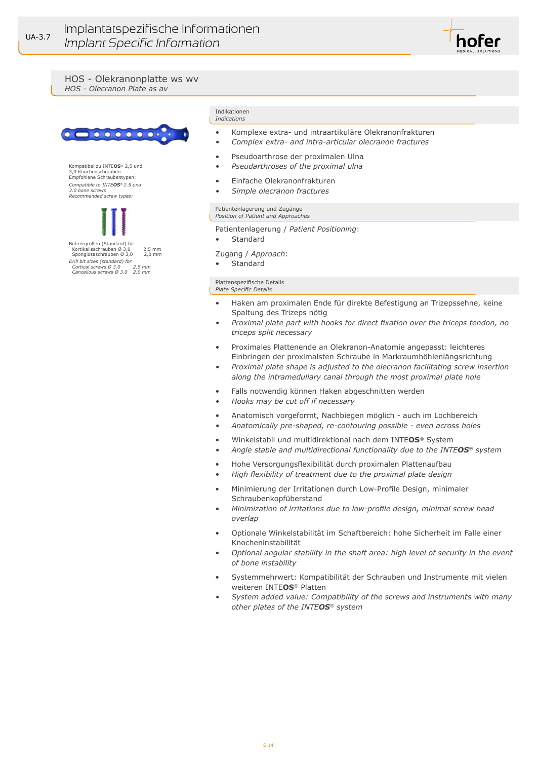# Implantatspezifische Informationen
*Implant Specific Information*

## HOS - Olekranonplatte ws wv
*HOS - Olecranon Plate as av*

Kompatibel zu INTE**OS**® 2,5 und 3,0 Knochenschrauben
Empfohlene Schraubentypen:
*Compatible to INTE**OS**® 2.5 und 3.0 bone screws*
*Recommended screw types:*

Bohrergrößen (Standard) für

| | |
|---|---|
| Kortikalisschrauben Ø 3,0 | 2,5 mm |
| Spongiosaschrauben Ø 3,0 | 2,0 mm |

*Drill bit sizes (standard) for*

| | |
|---|---|
| *Cortical screws Ø 3.0* | *2.5 mm* |
| *Cancellous screws Ø 3.0* | *2.0 mm* |

### Indikationen
*Indications*

- Komplexe extra- und intraartikuläre Olekranonfrakturen
- *Complex extra- and intra-articular olecranon fractures*

- Pseudoarthrose der proximalen Ulna
- *Pseudarthroses of the proximal ulna*

- Einfache Olekranonfrakturen
- *Simple olecranon fractures*

### Patientenlagerung und Zugänge
*Position of Patient and Approaches*

Patientenlagerung / *Patient Positioning*:
- Standard

Zugang / *Approach*:
- Standard

### Plattenspezifische Details
*Plate Specific Details*

- Haken am proximalen Ende für direkte Befestigung an Trizepssehne, keine Spaltung des Trizeps nötig
- *Proximal plate part with hooks for direct fixation over the triceps tendon, no triceps split necessary*

- Proximales Plattenende an Olekranon-Anatomie angepasst: leichteres Einbringen der proximalsten Schraube in Markraumhöhlenlängsrichtung
- *Proximal plate shape is adjusted to the olecranon facilitating screw insertion along the intramedullary canal through the most proximal plate hole*

- Falls notwendig können Haken abgeschnitten werden
- *Hooks may be cut off if necessary*

- Anatomisch vorgeformt, Nachbiegen möglich - auch im Lochbereich
- *Anatomically pre-shaped, re-contouring possible - even across holes*

- Winkelstabil und multidirektional nach dem INTE**OS**® System
- *Angle stable and multidirectional functionality due to the INTE**OS**® system*

- Hohe Versorgungsflexibilität durch proximalen Plattenaufbau
- *High flexibility of treatment due to the proximal plate design*

- Minimierung der Irritationen durch Low-Profile Design, minimaler Schraubenkopfüberstand
- *Minimization of irritations due to low-profile design, minimal screw head overlap*

- Optionale Winkelstabilität im Schaftbereich: hohe Sicherheit im Falle einer Knocheninstabilität
- *Optional angular stability in the shaft area: high level of security in the event of bone instability*

- Systemmehrwert: Kompatibilität der Schrauben und Instrumente mit vielen weiteren INTE**OS**® Platten
- *System added value: Compatibility of the screws and instruments with many other plates of the INTE**OS**® system*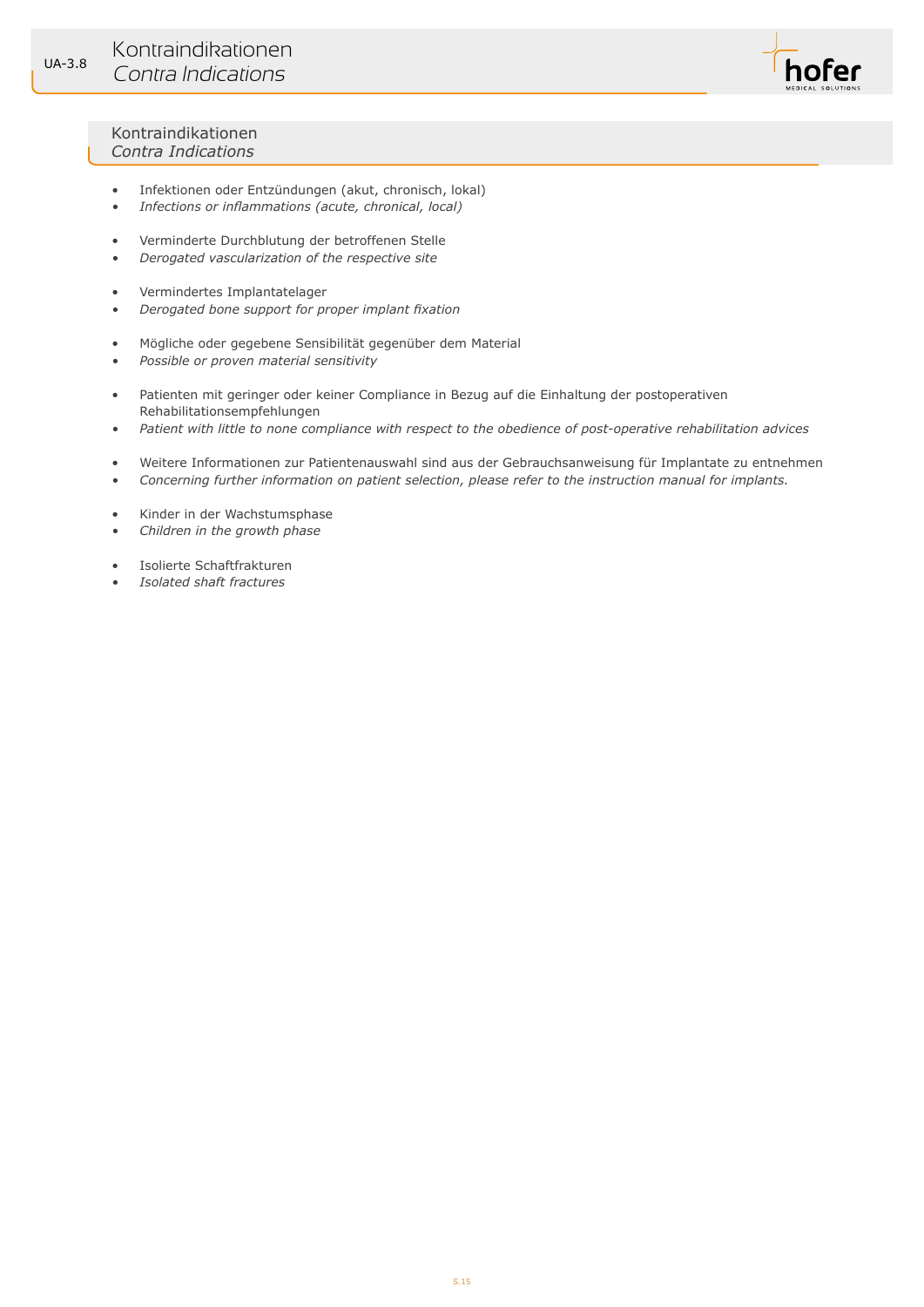# UA-3.8 Kontraindikationen
# *Contra Indications*

## Kontraindikationen
## *Contra Indications*

- Infektionen oder Entzündungen (akut, chronisch, lokal)
- *Infections or inflammations (acute, chronical, local)*

- Verminderte Durchblutung der betroffenen Stelle
- *Derogated vascularization of the respective site*

- Vermindertes Implantatelager
- *Derogated bone support for proper implant fixation*

- Mögliche oder gegebene Sensibilität gegenüber dem Material
- *Possible or proven material sensitivity*

- Patienten mit geringer oder keiner Compliance in Bezug auf die Einhaltung der postoperativen Rehabilitationsempfehlungen
- *Patient with little to none compliance with respect to the obedience of post-operative rehabilitation advices*

- Weitere Informationen zur Patientenauswahl sind aus der Gebrauchsanweisung für Implantate zu entnehmen
- *Concerning further information on patient selection, please refer to the instruction manual for implants.*

- Kinder in der Wachstumsphase
- *Children in the growth phase*

- Isolierte Schaftfrakturen
- *Isolated shaft fractures*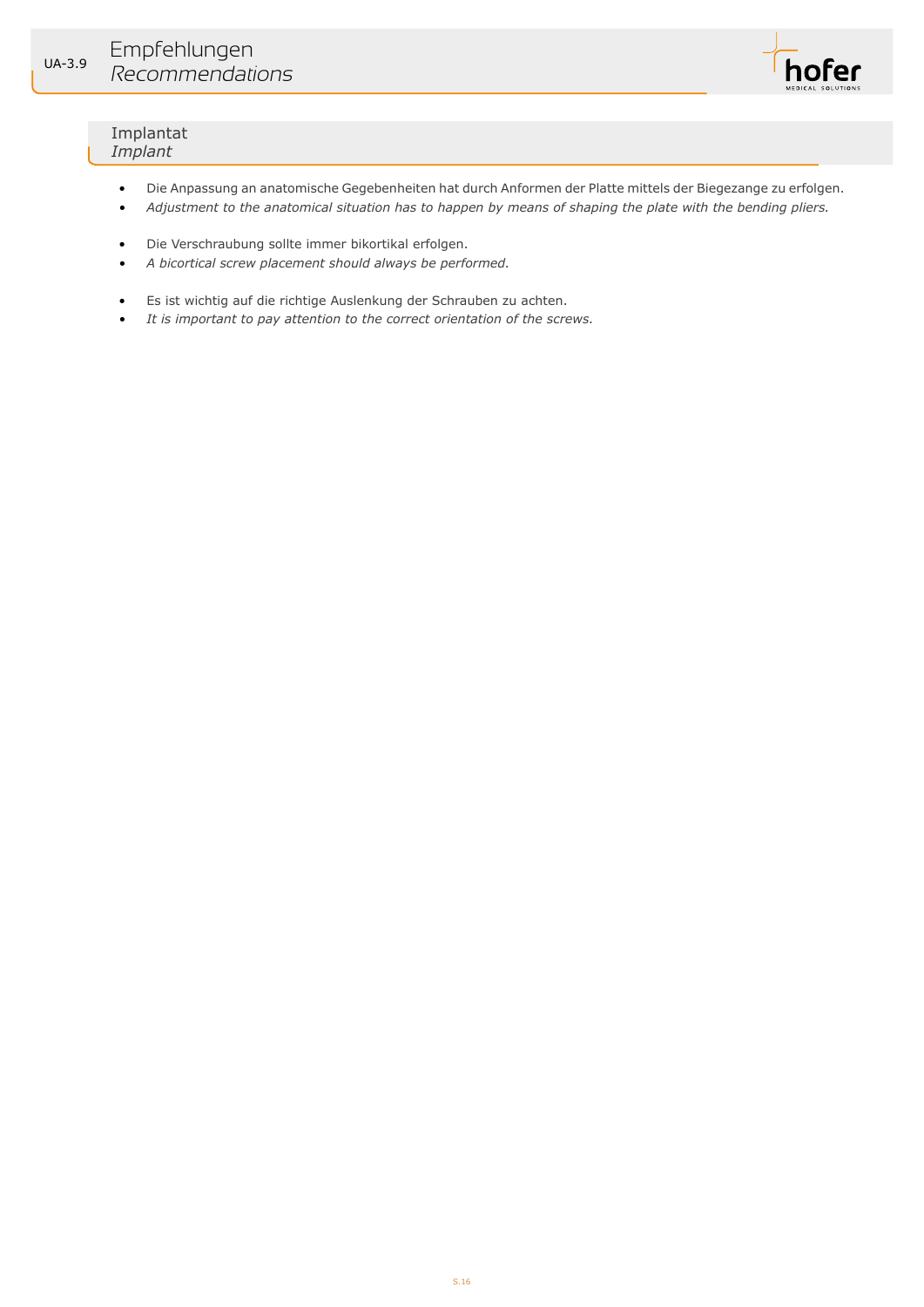## UA-3.9 Empfehlungen
## *Recommendations*

### Implantat
### *Implant*

- Die Anpassung an anatomische Gegebenheiten hat durch Anformen der Platte mittels der Biegezange zu erfolgen.
- *Adjustment to the anatomical situation has to happen by means of shaping the plate with the bending pliers.*

- Die Verschraubung sollte immer bikortikal erfolgen.
- *A bicortical screw placement should always be performed.*

- Es ist wichtig auf die richtige Auslenkung der Schrauben zu achten.
- *It is important to pay attention to the correct orientation of the screws.*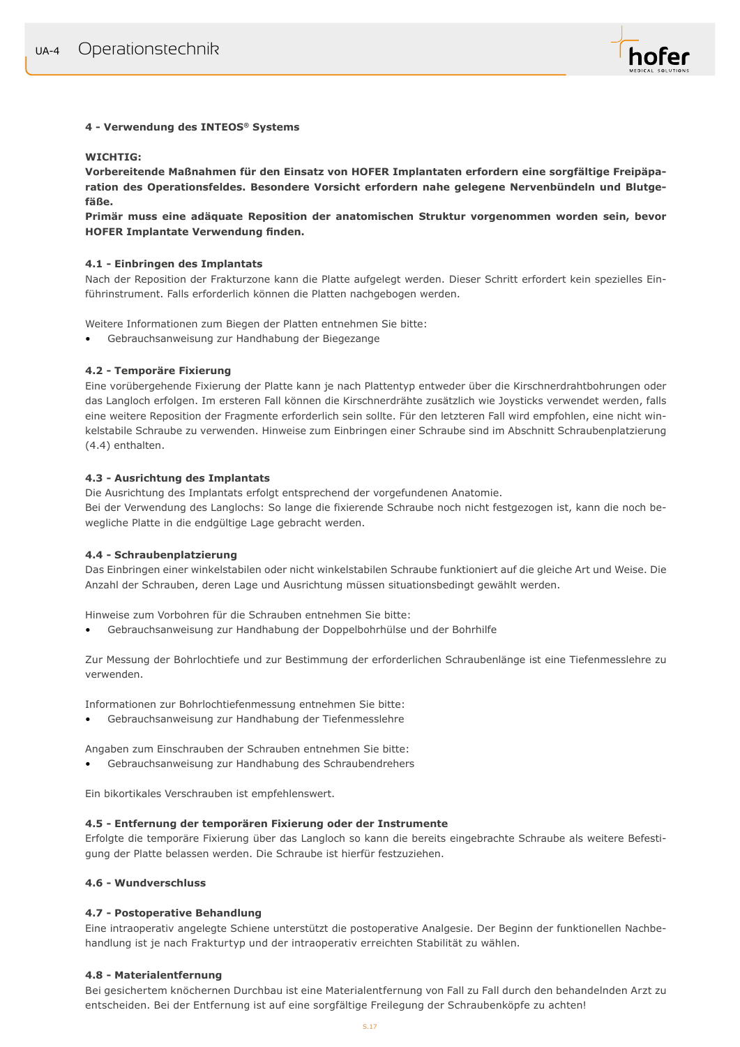## 4 - Verwendung des INTEOS® Systems

**WICHTIG:**
**Vorbereitende Maßnahmen für den Einsatz von HOFER Implantaten erfordern eine sorgfältige Freipäparation des Operationsfeldes. Besondere Vorsicht erfordern nahe gelegene Nervenbündeln und Blutgefäße.**
**Primär muss eine adäquate Reposition der anatomischen Struktur vorgenommen worden sein, bevor HOFER Implantate Verwendung finden.**

### 4.1 - Einbringen des Implantats

Nach der Reposition der Frakturzone kann die Platte aufgelegt werden. Dieser Schritt erfordert kein spezielles Einführinstrument. Falls erforderlich können die Platten nachgebogen werden.

Weitere Informationen zum Biegen der Platten entnehmen Sie bitte:

- Gebrauchsanweisung zur Handhabung der Biegezange

### 4.2 - Temporäre Fixierung

Eine vorübergehende Fixierung der Platte kann je nach Plattentyp entweder über die Kirschnerdrahtbohrungen oder das Langloch erfolgen. Im ersteren Fall können die Kirschnerdrähte zusätzlich wie Joysticks verwendet werden, falls eine weitere Reposition der Fragmente erforderlich sein sollte. Für den letzteren Fall wird empfohlen, eine nicht winkelstabile Schraube zu verwenden. Hinweise zum Einbringen einer Schraube sind im Abschnitt Schraubenplatzierung (4.4) enthalten.

### 4.3 - Ausrichtung des Implantats

Die Ausrichtung des Implantats erfolgt entsprechend der vorgefundenen Anatomie.
Bei der Verwendung des Langlochs: So lange die fixierende Schraube noch nicht festgezogen ist, kann die noch bewegliche Platte in die endgültige Lage gebracht werden.

### 4.4 - Schraubenplatzierung

Das Einbringen einer winkelstabilen oder nicht winkelstabilen Schraube funktioniert auf die gleiche Art und Weise. Die Anzahl der Schrauben, deren Lage und Ausrichtung müssen situationsbedingt gewählt werden.

Hinweise zum Vorbohren für die Schrauben entnehmen Sie bitte:

- Gebrauchsanweisung zur Handhabung der Doppelbohrhülse und der Bohrhilfe

Zur Messung der Bohrlochtiefe und zur Bestimmung der erforderlichen Schraubenlänge ist eine Tiefenmesslehre zu verwenden.

Informationen zur Bohrlochtiefenmessung entnehmen Sie bitte:

- Gebrauchsanweisung zur Handhabung der Tiefenmesslehre

Angaben zum Einschrauben der Schrauben entnehmen Sie bitte:

- Gebrauchsanweisung zur Handhabung des Schraubendrehers

Ein bikortikales Verschrauben ist empfehlenswert.

### 4.5 - Entfernung der temporären Fixierung oder der Instrumente

Erfolgte die temporäre Fixierung über das Langloch so kann die bereits eingebrachte Schraube als weitere Befestigung der Platte belassen werden. Die Schraube ist hierfür festzuziehen.

### 4.6 - Wundverschluss

### 4.7 - Postoperative Behandlung

Eine intraoperativ angelegte Schiene unterstützt die postoperative Analgesie. Der Beginn der funktionellen Nachbehandlung ist je nach Frakturtyp und der intraoperativ erreichten Stabilität zu wählen.

### 4.8 - Materialentfernung

Bei gesichertem knöchernen Durchbau ist eine Materialentfernung von Fall zu Fall durch den behandelnden Arzt zu entscheiden. Bei der Entfernung ist auf eine sorgfältige Freilegung der Schraubenköpfe zu achten!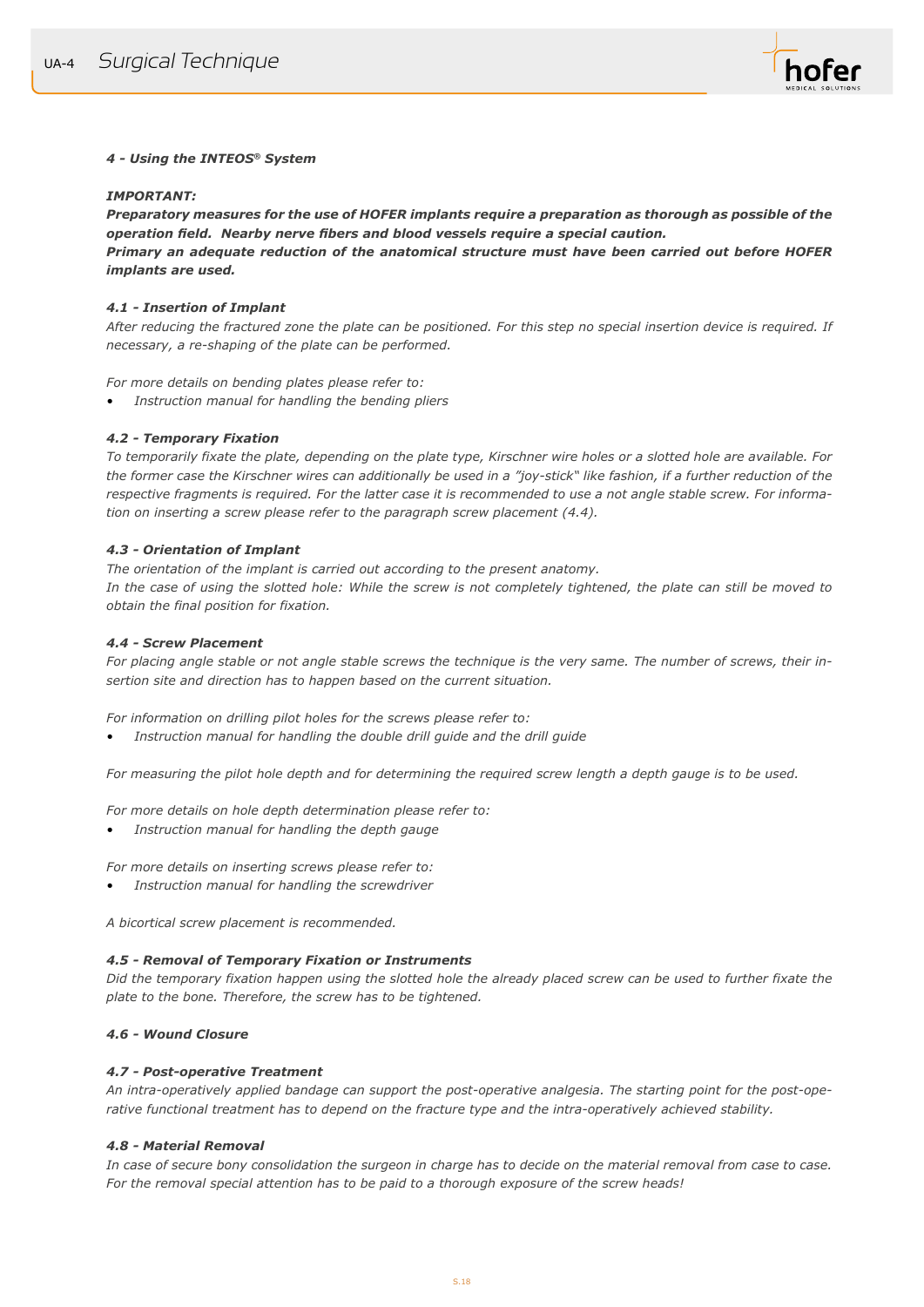#### *4 - Using the INTEOS® System*

***IMPORTANT:***

***Preparatory measures for the use of HOFER implants require a preparation as thorough as possible of the operation field. Nearby nerve fibers and blood vessels require a special caution.***
***Primary an adequate reduction of the anatomical structure must have been carried out before HOFER implants are used.***

#### *4.1 - Insertion of Implant*

*After reducing the fractured zone the plate can be positioned. For this step no special insertion device is required. If necessary, a re-shaping of the plate can be performed.*

*For more details on bending plates please refer to:*

- *Instruction manual for handling the bending pliers*

#### *4.2 - Temporary Fixation*

*To temporarily fixate the plate, depending on the plate type, Kirschner wire holes or a slotted hole are available. For the former case the Kirschner wires can additionally be used in a "joy-stick" like fashion, if a further reduction of the respective fragments is required. For the latter case it is recommended to use a not angle stable screw. For information on inserting a screw please refer to the paragraph screw placement (4.4).*

#### *4.3 - Orientation of Implant*

*The orientation of the implant is carried out according to the present anatomy.*
*In the case of using the slotted hole: While the screw is not completely tightened, the plate can still be moved to obtain the final position for fixation.*

#### *4.4 - Screw Placement*

*For placing angle stable or not angle stable screws the technique is the very same. The number of screws, their insertion site and direction has to happen based on the current situation.*

*For information on drilling pilot holes for the screws please refer to:*

- *Instruction manual for handling the double drill guide and the drill guide*

*For measuring the pilot hole depth and for determining the required screw length a depth gauge is to be used.*

*For more details on hole depth determination please refer to:*

- *Instruction manual for handling the depth gauge*

*For more details on inserting screws please refer to:*

- *Instruction manual for handling the screwdriver*

*A bicortical screw placement is recommended.*

#### *4.5 - Removal of Temporary Fixation or Instruments*

*Did the temporary fixation happen using the slotted hole the already placed screw can be used to further fixate the plate to the bone. Therefore, the screw has to be tightened.*

#### *4.6 - Wound Closure*

#### *4.7 - Post-operative Treatment*

*An intra-operatively applied bandage can support the post-operative analgesia. The starting point for the post-operative functional treatment has to depend on the fracture type and the intra-operatively achieved stability.*

#### *4.8 - Material Removal*

*In case of secure bony consolidation the surgeon in charge has to decide on the material removal from case to case. For the removal special attention has to be paid to a thorough exposure of the screw heads!*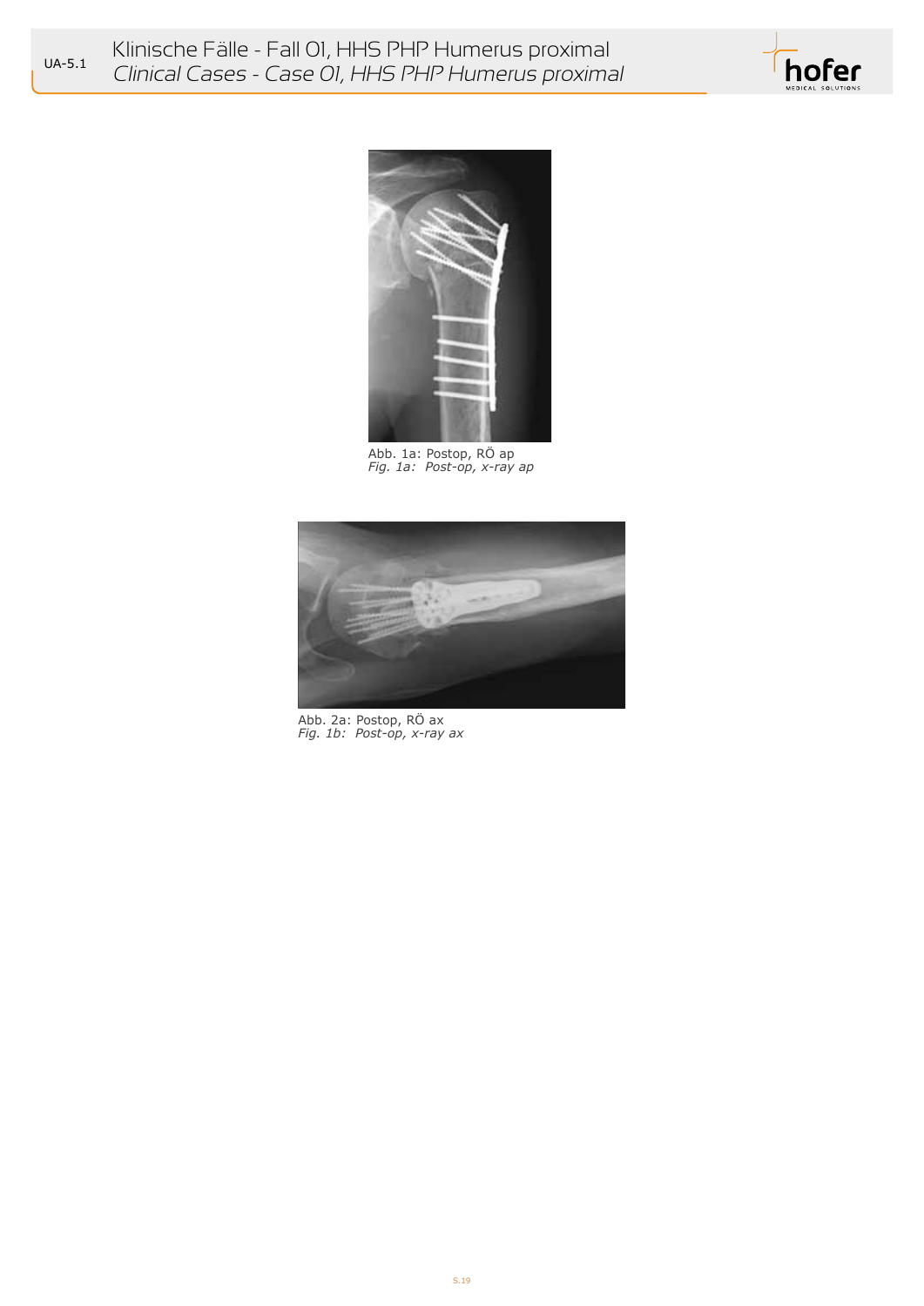# Klinische Fälle - Fall 01, HHS PHP Humerus proximal
*Clinical Cases - Case 01, HHS PHP Humerus proximal*

Abb. 1a: Postop, RÖ ap
*Fig. 1a: Post-op, x-ray ap*

Abb. 2a: Postop, RÖ ax
*Fig. 1b: Post-op, x-ray ax*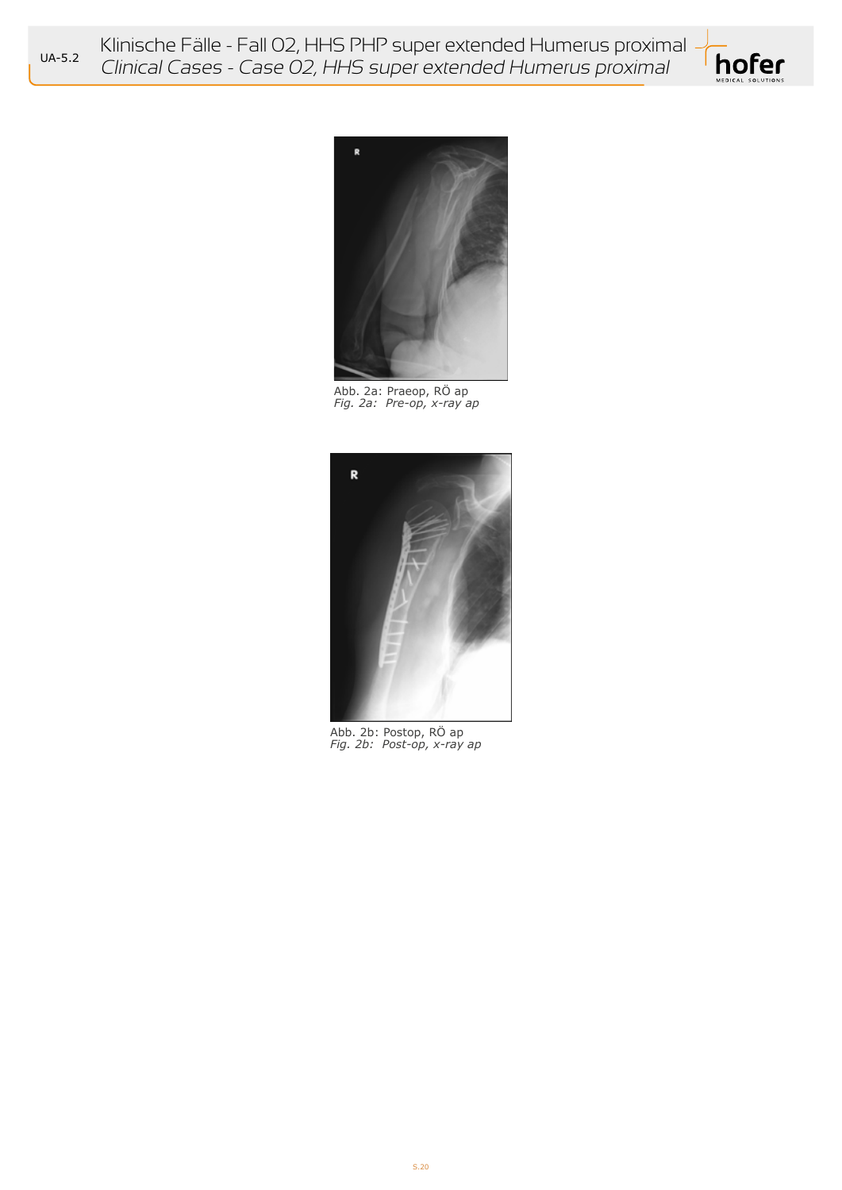Abb. 2a: Praeop, RÖ ap
*Fig. 2a: Pre-op, x-ray ap*

Abb. 2b: Postop, RÖ ap
*Fig. 2b: Post-op, x-ray ap*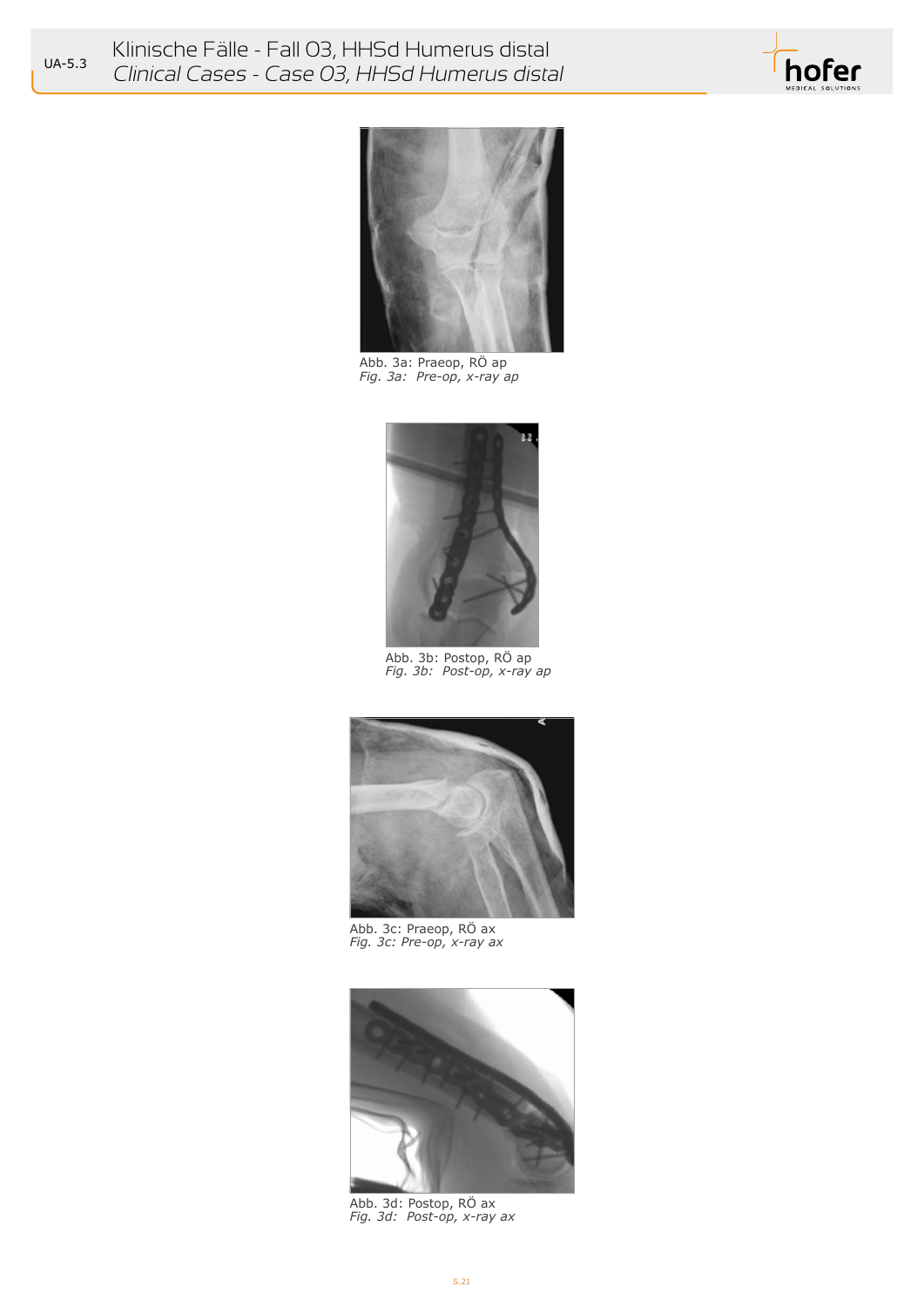Abb. 3a: Praeop, RÖ ap
*Fig. 3a: Pre-op, x-ray ap*

Abb. 3b: Postop, RÖ ap
*Fig. 3b: Post-op, x-ray ap*

Abb. 3c: Praeop, RÖ ax
*Fig. 3c: Pre-op, x-ray ax*

Abb. 3d: Postop, RÖ ax
*Fig. 3d: Post-op, x-ray ax*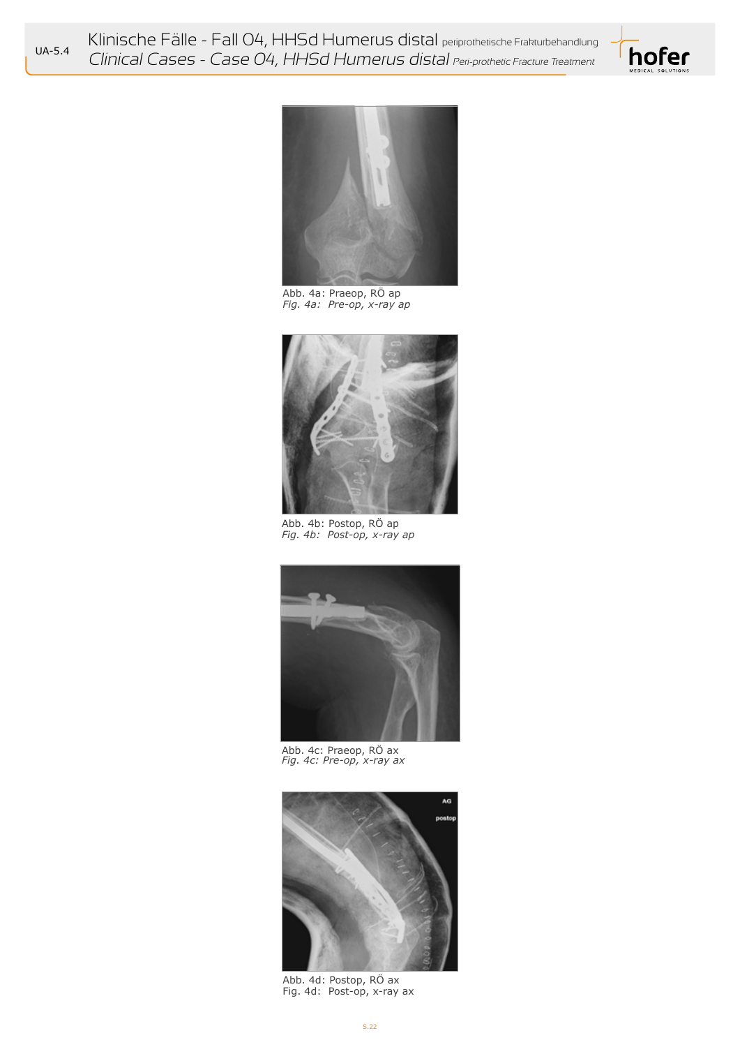Abb. 4a: Praeop, RÖ ap
*Fig. 4a: Pre-op, x-ray ap*

Abb. 4b: Postop, RÖ ap
*Fig. 4b: Post-op, x-ray ap*

Abb. 4c: Praeop, RÖ ax
*Fig. 4c: Pre-op, x-ray ax*

Abb. 4d: Postop, RÖ ax
Fig. 4d: Post-op, x-ray ax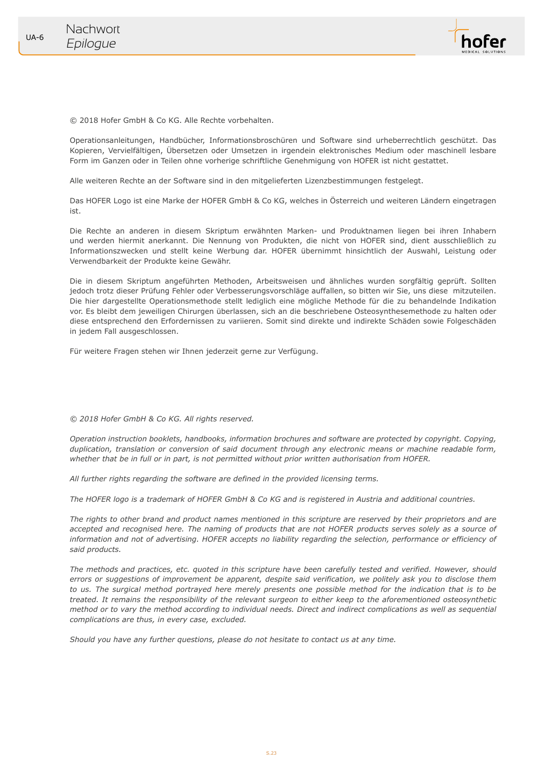# Nachwort
*Epilogue*

© 2018 Hofer GmbH & Co KG. Alle Rechte vorbehalten.

Operationsanleitungen, Handbücher, Informationsbroschüren und Software sind urheberrechtlich geschützt. Das Kopieren, Vervielfältigen, Übersetzen oder Umsetzen in irgendein elektronisches Medium oder maschinell lesbare Form im Ganzen oder in Teilen ohne vorherige schriftliche Genehmigung von HOFER ist nicht gestattet.

Alle weiteren Rechte an der Software sind in den mitgelieferten Lizenzbestimmungen festgelegt.

Das HOFER Logo ist eine Marke der HOFER GmbH & Co KG, welches in Österreich und weiteren Ländern eingetragen ist.

Die Rechte an anderen in diesem Skriptum erwähnten Marken- und Produktnamen liegen bei ihren Inhabern und werden hiermit anerkannt. Die Nennung von Produkten, die nicht von HOFER sind, dient ausschließlich zu Informationszwecken und stellt keine Werbung dar. HOFER übernimmt hinsichtlich der Auswahl, Leistung oder Verwendbarkeit der Produkte keine Gewähr.

Die in diesem Skriptum angeführten Methoden, Arbeitsweisen und ähnliches wurden sorgfältig geprüft. Sollten jedoch trotz dieser Prüfung Fehler oder Verbesserungsvorschläge auffallen, so bitten wir Sie, uns diese mitzuteilen. Die hier dargestellte Operationsmethode stellt lediglich eine mögliche Methode für die zu behandelnde Indikation vor. Es bleibt dem jeweiligen Chirurgen überlassen, sich an die beschriebene Osteosynthesemethode zu halten oder diese entsprechend den Erfordernissen zu variieren. Somit sind direkte und indirekte Schäden sowie Folgeschäden in jedem Fall ausgeschlossen.

Für weitere Fragen stehen wir Ihnen jederzeit gerne zur Verfügung.

*© 2018 Hofer GmbH & Co KG. All rights reserved.*

*Operation instruction booklets, handbooks, information brochures and software are protected by copyright. Copying, duplication, translation or conversion of said document through any electronic means or machine readable form, whether that be in full or in part, is not permitted without prior written authorisation from HOFER.*

*All further rights regarding the software are defined in the provided licensing terms.*

*The HOFER logo is a trademark of HOFER GmbH & Co KG and is registered in Austria and additional countries.*

*The rights to other brand and product names mentioned in this scripture are reserved by their proprietors and are accepted and recognised here. The naming of products that are not HOFER products serves solely as a source of information and not of advertising. HOFER accepts no liability regarding the selection, performance or efficiency of said products.*

*The methods and practices, etc. quoted in this scripture have been carefully tested and verified. However, should errors or suggestions of improvement be apparent, despite said verification, we politely ask you to disclose them to us. The surgical method portrayed here merely presents one possible method for the indication that is to be treated. It remains the responsibility of the relevant surgeon to either keep to the aforementioned osteosynthetic method or to vary the method according to individual needs. Direct and indirect complications as well as sequential complications are thus, in every case, excluded.*

*Should you have any further questions, please do not hesitate to contact us at any time.*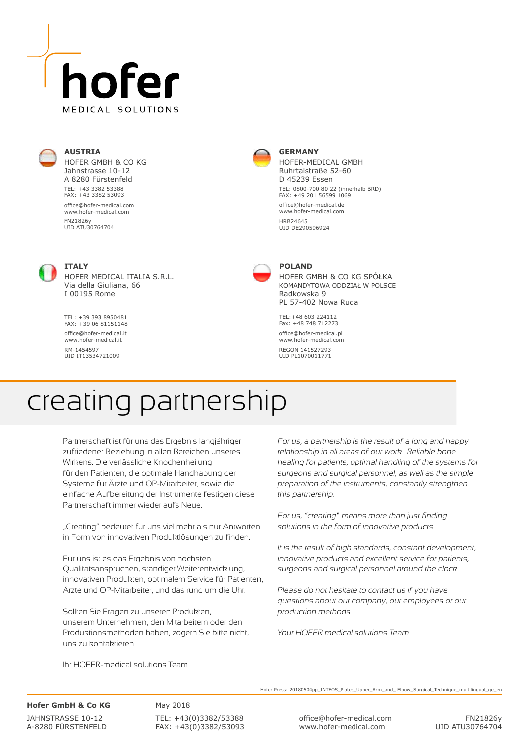hofer

MEDICAL SOLUTIONS

**AUSTRIA**

HOFER GMBH & CO KG
Jahnstrasse 10-12
A 8280 Fürstenfeld

TEL: +43 3382 53388
FAX: +43 3382 53093

office@hofer-medical.com
www.hofer-medical.com

FN21826y
UID ATU30764704

**GERMANY**

HOFER-MEDICAL GMBH
Ruhrtalstraße 52-60
D 45239 Essen

TEL: 0800-700 80 22 (innerhalb BRD)
FAX: +49 201 56599 1069

office@hofer-medical.de
www.hofer-medical.com

HRB24645
UID DE290596924

**ITALY**

HOFER MEDICAL ITALIA S.R.L.
Via della Giuliana, 66
I 00195 Rome

TEL: +39 393 8950481
FAX: +39 06 81151148

office@hofer-medical.it
www.hofer-medical.it

RM-1454597
UID IT13534721009

**POLAND**

HOFER GMBH & CO KG SPÓŁKA
KOMANDYTOWA ODDZIAŁ W POLSCE
Radkowska 9
PL 57-402 Nowa Ruda

TEL:+48 603 224112
Fax: +48 748 712273

office@hofer-medical.pl
www.hofer-medical.com

REGON 141527293
UID PL1070011771

# creating partnership

Partnerschaft ist für uns das Ergebnis langjähriger zufriedener Beziehung in allen Bereichen unseres Wirkens. Die verlässliche Knochenheilung für den Patienten, die optimale Handhabung der Systeme für Ärzte und OP-Mitarbeiter, sowie die einfache Aufbereitung der Instrumente festigen diese Partnerschaft immer wieder aufs Neue.

„Creating" bedeutet für uns viel mehr als nur Antworten in Form von innovativen Produktlösungen zu finden.

Für uns ist es das Ergebnis von höchsten Qualitätsansprüchen, ständiger Weiterentwicklung, innovativen Produkten, optimalem Service für Patienten, Ärzte und OP-Mitarbeiter, und das rund um die Uhr.

Sollten Sie Fragen zu unseren Produkten, unserem Unternehmen, den Mitarbeitern oder den Produktionsmethoden haben, zögern Sie bitte nicht, uns zu kontaktieren.

Ihr HOFER-medical solutions Team

*For us, a partnership is the result of a long and happy relationship in all areas of our work . Reliable bone healing for patients, optimal handling of the systems for surgeons and surgical personnel, as well as the simple preparation of the instruments, constantly strengthen this partnership.*

*For us, "creating" means more than just finding solutions in the form of innovative products.*

*It is the result of high standards, constant development, innovative products and excellent service for patients, surgeons and surgical personnel around the clock.*

*Please do not hesitate to contact us if you have questions about our company, our employees or our production methods.*

*Your HOFER medical solutions Team*

Hofer Press: 20180504pp_INTEOS_Plates_Upper_Arm_and_ Elbow_Surgical_Technique_multilingual_ge_en

**Hofer GmbH & Co KG**
JAHNSTRASSE 10-12
A-8280 FÜRSTENFELD

May 2018
TEL: +43(0)3382/53388
FAX: +43(0)3382/53093

office@hofer-medical.com
www.hofer-medical.com

FN21826y
UID ATU30764704